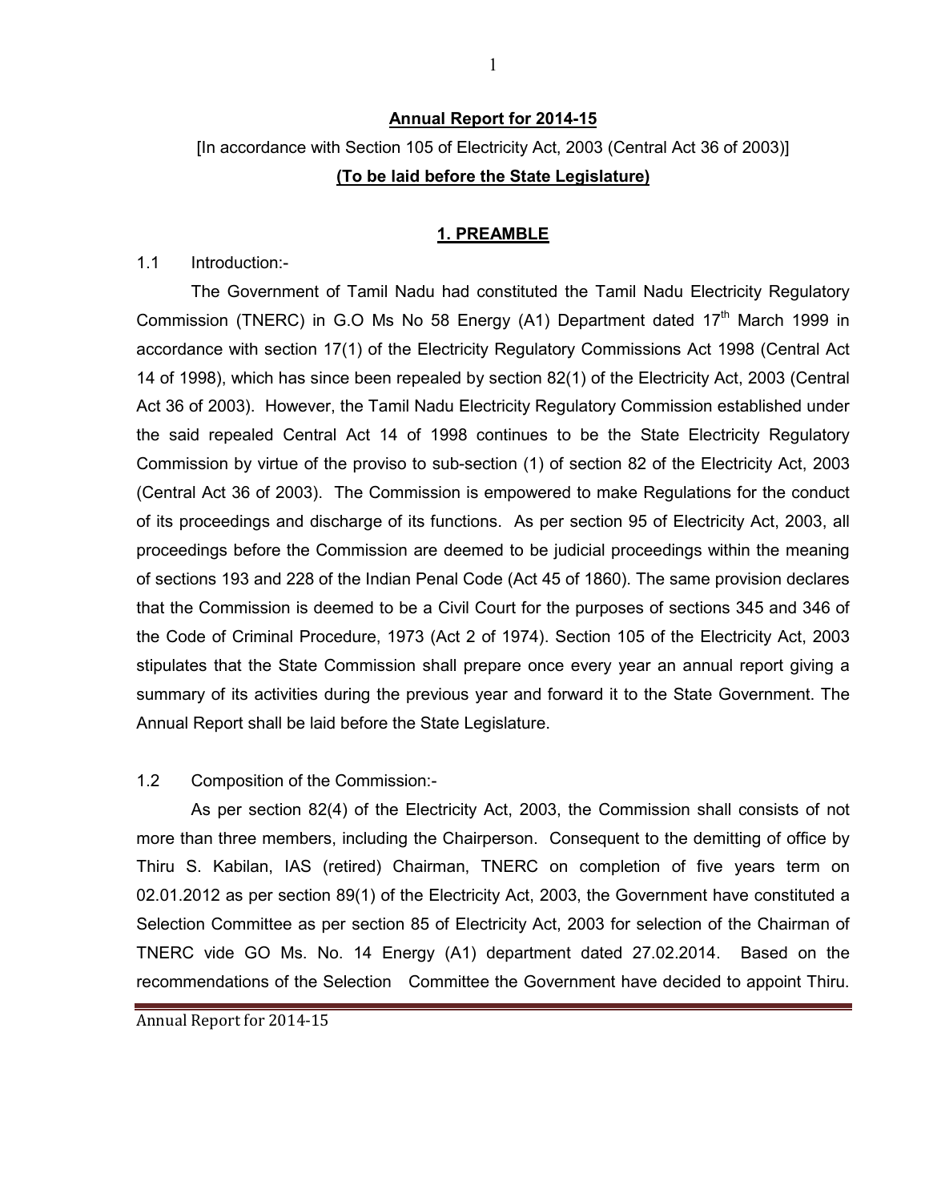## Annual Report for 2014-15

[In accordance with Section 105 of Electricity Act, 2003 (Central Act 36 of 2003)]

**(To be laid before the State Legislature)**

### 1. PREAMBLE

1.1 Introduction:-

The Government of Tamil Nadu had constituted the Tamil Nadu Electricity Regulatory Commission (TNERC) in G.O Ms No 58 Energy (A1) Department dated 17th March 1999 in accordance with section 17(1) of the Electricity Regulatory Commissions Act 1998 (Central Act 14 of 1998), which has since been repealed by section 82(1) of the Electricity Act, 2003 (Central Act 36 of 2003). However, the Tamil Nadu Electricity Regulatory Commission established under the said repealed Central Act 14 of 1998 continues to be the State Electricity Regulatory Commission by virtue of the proviso to sub-section (1) of section 82 of the Electricity Act, 2003 (Central Act 36 of 2003). The Commission is empowered to make Regulations for the conduct of its proceedings and discharge of its functions. As per section 95 of Electricity Act, 2003, all proceedings before the Commission are deemed to be judicial proceedings within the meaning of sections 193 and 228 of the Indian Penal Code (Act 45 of 1860). The same provision declares that the Commission is deemed to be a Civil Court for the purposes of sections 345 and 346 of the Code of Criminal Procedure, 1973 (Act 2 of 1974). Section 105 of the Electricity Act, 2003 stipulates that the State Commission shall prepare once every year an annual report giving a summary of its activities during the previous year and forward it to the State Government. The Annual Report shall be laid before the State Legislature.

1.2 Composition of the Commission:-

As per section 82(4) of the Electricity Act, 2003, the Commission shall consists of not more than three members, including the Chairperson. Consequent to the demitting of office by Thiru S. Kabilan, IAS (retired) Chairman, TNERC on completion of five years term on 02.01.2012 as per section 89(1) of the Electricity Act, 2003, the Government have constituted a Selection Committee as per section 85 of Electricity Act, 2003 for selection of the Chairman of TNERC vide GO Ms. No. 14 Energy (A1) department dated 27.02.2014. Based on the recommendations of the Selection Committee the Government have decided to appoint Thiru.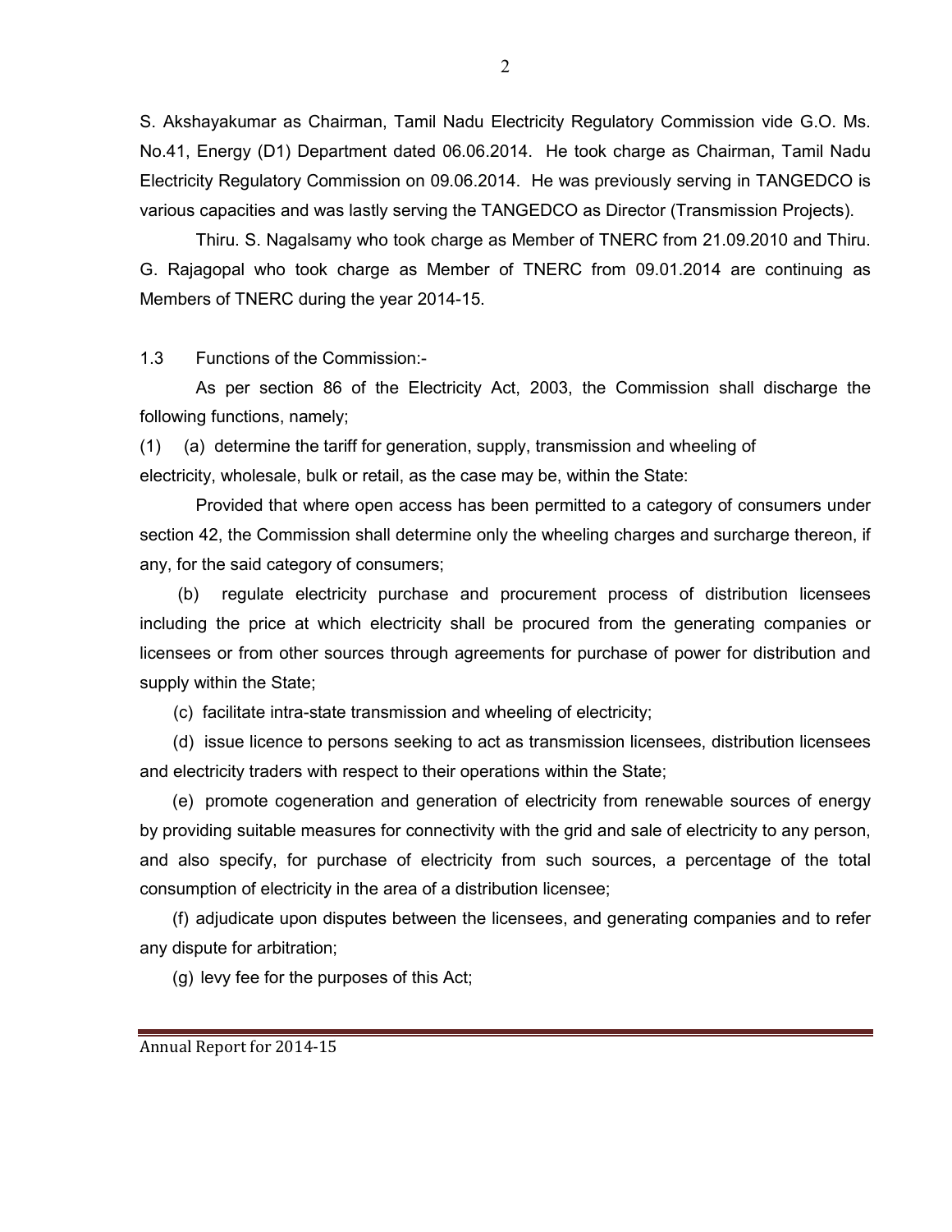S. Akshayakumar as Chairman, Tamil Nadu Electricity Regulatory Commission vide G.O. Ms. No.41, Energy (D1) Department dated 06.06.2014. He took charge as Chairman, Tamil Nadu Electricity Regulatory Commission on 09.06.2014. He was previously serving in TANGEDCO is various capacities and was lastly serving the TANGEDCO as Director (Transmission Projects).

Thiru. S. Nagalsamy who took charge as Member of TNERC from 21.09.2010 and Thiru. G. Rajagopal who took charge as Member of TNERC from 09.01.2014 are continuing as Members of TNERC during the year 2014-15.

1.3 Functions of the Commission:-

As per section 86 of the Electricity Act, 2003, the Commission shall discharge the following functions, namely;

(1) (a) determine the tariff for generation, supply, transmission and wheeling of electricity, wholesale, bulk or retail, as the case may be, within the State:

Provided that where open access has been permitted to a category of consumers under section 42, the Commission shall determine only the wheeling charges and surcharge thereon, if any, for the said category of consumers;

(b) regulate electricity purchase and procurement process of distribution licensees including the price at which electricity shall be procured from the generating companies or licensees or from other sources through agreements for purchase of power for distribution and supply within the State;

(c) facilitate intra-state transmission and wheeling of electricity;

(d) issue licence to persons seeking to act as transmission licensees, distribution licensees and electricity traders with respect to their operations within the State;

(e) promote cogeneration and generation of electricity from renewable sources of energy by providing suitable measures for connectivity with the grid and sale of electricity to any person, and also specify, for purchase of electricity from such sources, a percentage of the total consumption of electricity in the area of a distribution licensee;

(f) adjudicate upon disputes between the licensees, and generating companies and to refer any dispute for arbitration;

(g) levy fee for the purposes of this Act;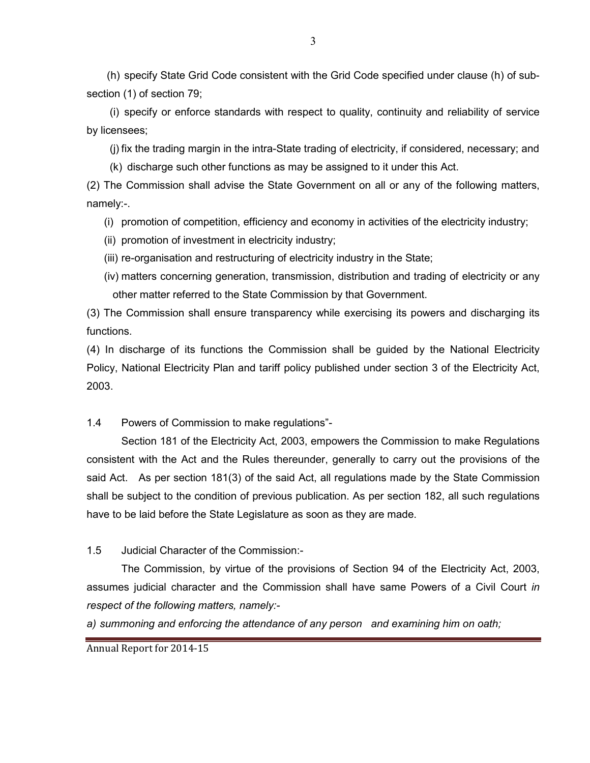(h) specify State Grid Code consistent with the Grid Code specified under clause (h) of sub-section (1) of section 79;

(i) specify or enforce standards with respect to quality, continuity and reliability of service by licensees;

(j) fix the trading margin in the intra-State trading of electricity, if considered, necessary; and

(k) discharge such other functions as may be assigned to it under this Act.

(2) The Commission shall advise the State Government on all or any of the following matters, namely:-.

(i) promotion of competition, efficiency and economy in activities of the electricity industry;

(ii) promotion of investment in electricity industry;

(iii) re-organisation and restructuring of electricity industry in the State;

(iv) matters concerning generation, transmission, distribution and trading of electricity or any other matter referred to the State Commission by that Government.

(3) The Commission shall ensure transparency while exercising its powers and discharging its functions.

(4) In discharge of its functions the Commission shall be guided by the National Electricity Policy, National Electricity Plan and tariff policy published under section 3 of the Electricity Act, 2003.

1.4 Powers of Commission to make regulations"-

Section 181 of the Electricity Act, 2003, empowers the Commission to make Regulations consistent with the Act and the Rules thereunder, generally to carry out the provisions of the said Act. As per section 181(3) of the said Act, all regulations made by the State Commission shall be subject to the condition of previous publication. As per section 182, all such regulations have to be laid before the State Legislature as soon as they are made.

1.5 Judicial Character of the Commission:-

The Commission, by virtue of the provisions of Section 94 of the Electricity Act, 2003, assumes judicial character and the Commission shall have same Powers of a Civil Court *in respect of the following matters, namely:-*

*a) summoning and enforcing the attendance of any person and examining him on oath;*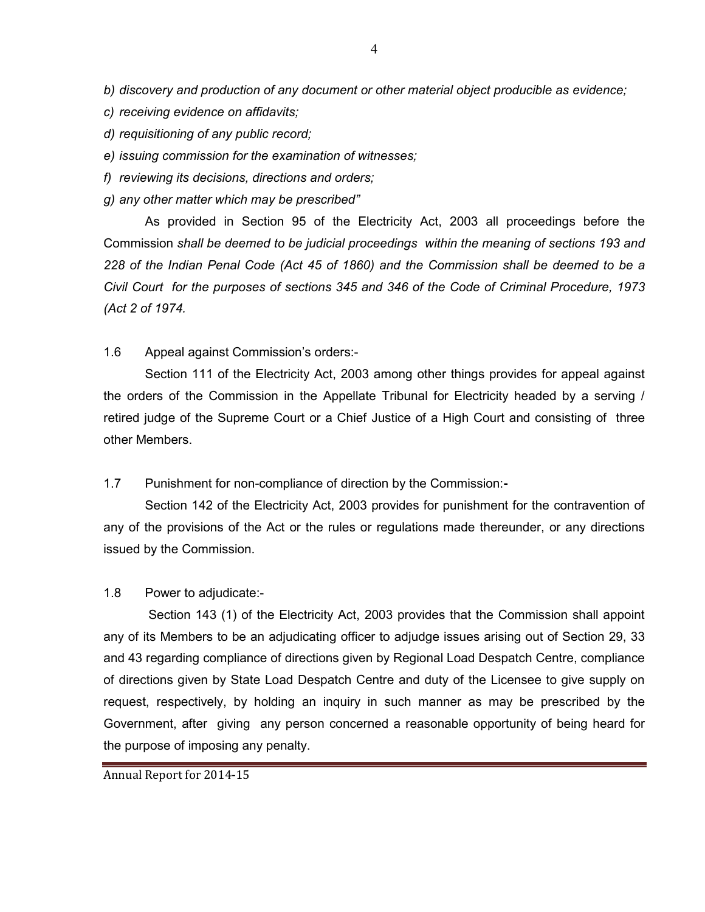*b) discovery and production of any document or other material object producible as evidence;*

*c) receiving evidence on affidavits;*

*d) requisitioning of any public record;*

*e) issuing commission for the examination of witnesses;*

*f) reviewing its decisions, directions and orders;*

*g) any other matter which may be prescribed"*

As provided in Section 95 of the Electricity Act, 2003 all proceedings before the Commission *shall be deemed to be judicial proceedings within the meaning of sections 193 and 228 of the Indian Penal Code (Act 45 of 1860) and the Commission shall be deemed to be a Civil Court for the purposes of sections 345 and 346 of the Code of Criminal Procedure, 1973 (Act 2 of 1974.*

1.6 Appeal against Commission's orders:-

Section 111 of the Electricity Act, 2003 among other things provides for appeal against the orders of the Commission in the Appellate Tribunal for Electricity headed by a serving / retired judge of the Supreme Court or a Chief Justice of a High Court and consisting of three other Members.

1.7 Punishment for non-compliance of direction by the Commission:**-**

Section 142 of the Electricity Act, 2003 provides for punishment for the contravention of any of the provisions of the Act or the rules or regulations made thereunder, or any directions issued by the Commission.

1.8 Power to adjudicate:-

Section 143 (1) of the Electricity Act, 2003 provides that the Commission shall appoint any of its Members to be an adjudicating officer to adjudge issues arising out of Section 29, 33 and 43 regarding compliance of directions given by Regional Load Despatch Centre, compliance of directions given by State Load Despatch Centre and duty of the Licensee to give supply on request, respectively, by holding an inquiry in such manner as may be prescribed by the Government, after giving any person concerned a reasonable opportunity of being heard for the purpose of imposing any penalty.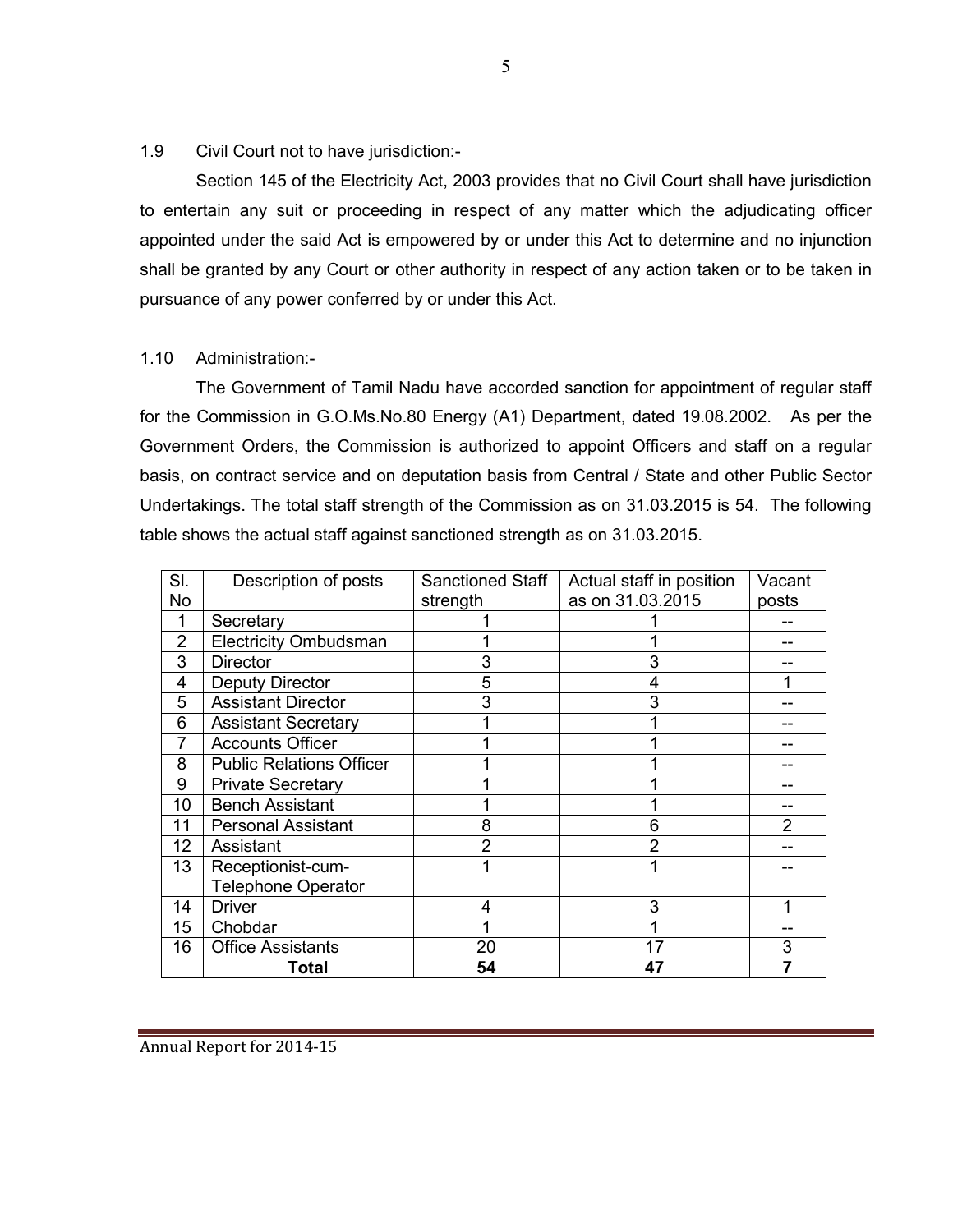1.9 Civil Court not to have jurisdiction:-

Section 145 of the Electricity Act, 2003 provides that no Civil Court shall have jurisdiction to entertain any suit or proceeding in respect of any matter which the adjudicating officer appointed under the said Act is empowered by or under this Act to determine and no injunction shall be granted by any Court or other authority in respect of any action taken or to be taken in pursuance of any power conferred by or under this Act.

1.10 Administration:-

The Government of Tamil Nadu have accorded sanction for appointment of regular staff for the Commission in G.O.Ms.No.80 Energy (A1) Department, dated 19.08.2002. As per the Government Orders, the Commission is authorized to appoint Officers and staff on a regular basis, on contract service and on deputation basis from Central / State and other Public Sector Undertakings. The total staff strength of the Commission as on 31.03.2015 is 54. The following table shows the actual staff against sanctioned strength as on 31.03.2015.

| Sl. No | Description of posts | Sanctioned Staff strength | Actual staff in position as on 31.03.2015 | Vacant posts |
|---|---|---|---|---|
| 1 | Secretary | 1 | 1 | -- |
| 2 | Electricity Ombudsman | 1 | 1 | -- |
| 3 | Director | 3 | 3 | -- |
| 4 | Deputy Director | 5 | 4 | 1 |
| 5 | Assistant Director | 3 | 3 | -- |
| 6 | Assistant Secretary | 1 | 1 | -- |
| 7 | Accounts Officer | 1 | 1 | -- |
| 8 | Public Relations Officer | 1 | 1 | -- |
| 9 | Private Secretary | 1 | 1 | -- |
| 10 | Bench Assistant | 1 | 1 | -- |
| 11 | Personal Assistant | 8 | 6 | 2 |
| 12 | Assistant | 2 | 2 | -- |
| 13 | Receptionist-cum-Telephone Operator | 1 | 1 | -- |
| 14 | Driver | 4 | 3 | 1 |
| 15 | Chobdar | 1 | 1 | -- |
| 16 | Office Assistants | 20 | 17 | 3 |
| | **Total** | **54** | **47** | **7** |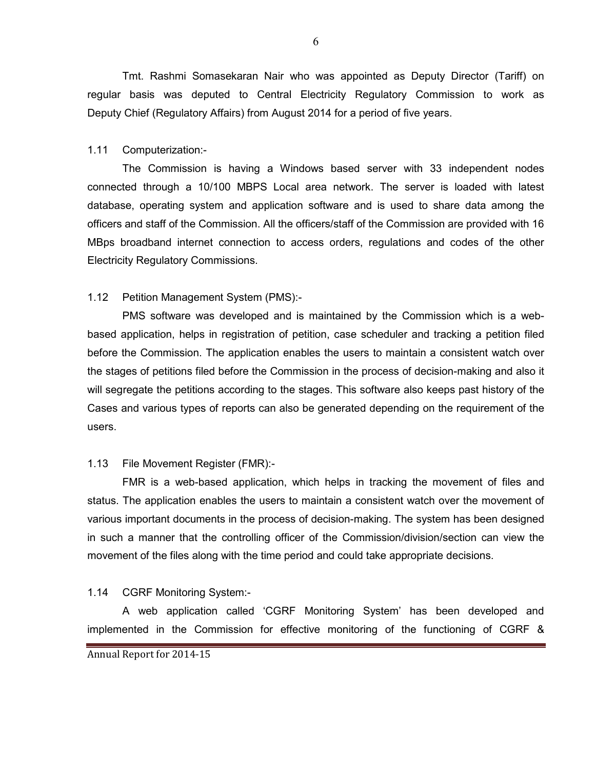Tmt. Rashmi Somasekaran Nair who was appointed as Deputy Director (Tariff) on regular basis was deputed to Central Electricity Regulatory Commission to work as Deputy Chief (Regulatory Affairs) from August 2014 for a period of five years.

### 1.11 Computerization:-

The Commission is having a Windows based server with 33 independent nodes connected through a 10/100 MBPS Local area network. The server is loaded with latest database, operating system and application software and is used to share data among the officers and staff of the Commission. All the officers/staff of the Commission are provided with 16 MBps broadband internet connection to access orders, regulations and codes of the other Electricity Regulatory Commissions.

### 1.12 Petition Management System (PMS):-

PMS software was developed and is maintained by the Commission which is a web-based application, helps in registration of petition, case scheduler and tracking a petition filed before the Commission. The application enables the users to maintain a consistent watch over the stages of petitions filed before the Commission in the process of decision-making and also it will segregate the petitions according to the stages. This software also keeps past history of the Cases and various types of reports can also be generated depending on the requirement of the users.

### 1.13 File Movement Register (FMR):-

FMR is a web-based application, which helps in tracking the movement of files and status. The application enables the users to maintain a consistent watch over the movement of various important documents in the process of decision-making. The system has been designed in such a manner that the controlling officer of the Commission/division/section can view the movement of the files along with the time period and could take appropriate decisions.

### 1.14 CGRF Monitoring System:-

A web application called 'CGRF Monitoring System' has been developed and implemented in the Commission for effective monitoring of the functioning of CGRF &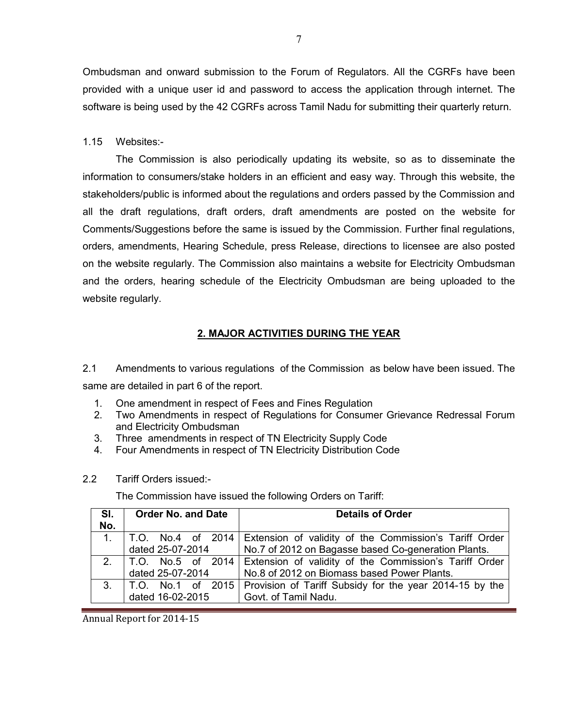Ombudsman and onward submission to the Forum of Regulators. All the CGRFs have been provided with a unique user id and password to access the application through internet. The software is being used by the 42 CGRFs across Tamil Nadu for submitting their quarterly return.

1.15 Websites:-

The Commission is also periodically updating its website, so as to disseminate the information to consumers/stake holders in an efficient and easy way. Through this website, the stakeholders/public is informed about the regulations and orders passed by the Commission and all the draft regulations, draft orders, draft amendments are posted on the website for Comments/Suggestions before the same is issued by the Commission. Further final regulations, orders, amendments, Hearing Schedule, press Release, directions to licensee are also posted on the website regularly. The Commission also maintains a website for Electricity Ombudsman and the orders, hearing schedule of the Electricity Ombudsman are being uploaded to the website regularly.

## 2. MAJOR ACTIVITIES DURING THE YEAR

2.1 Amendments to various regulations of the Commission as below have been issued. The same are detailed in part 6 of the report.

1. One amendment in respect of Fees and Fines Regulation
2. Two Amendments in respect of Regulations for Consumer Grievance Redressal Forum and Electricity Ombudsman
3. Three amendments in respect of TN Electricity Supply Code
4. Four Amendments in respect of TN Electricity Distribution Code

2.2 Tariff Orders issued:-

The Commission have issued the following Orders on Tariff:

| Sl. No. | Order No. and Date | Details of Order |
|---|---|---|
| 1. | T.O. No.4 of 2014 dated 25-07-2014 | Extension of validity of the Commission's Tariff Order No.7 of 2012 on Bagasse based Co-generation Plants. |
| 2. | T.O. No.5 of 2014 dated 25-07-2014 | Extension of validity of the Commission's Tariff Order No.8 of 2012 on Biomass based Power Plants. |
| 3. | T.O. No.1 of 2015 dated 16-02-2015 | Provision of Tariff Subsidy for the year 2014-15 by the Govt. of Tamil Nadu. |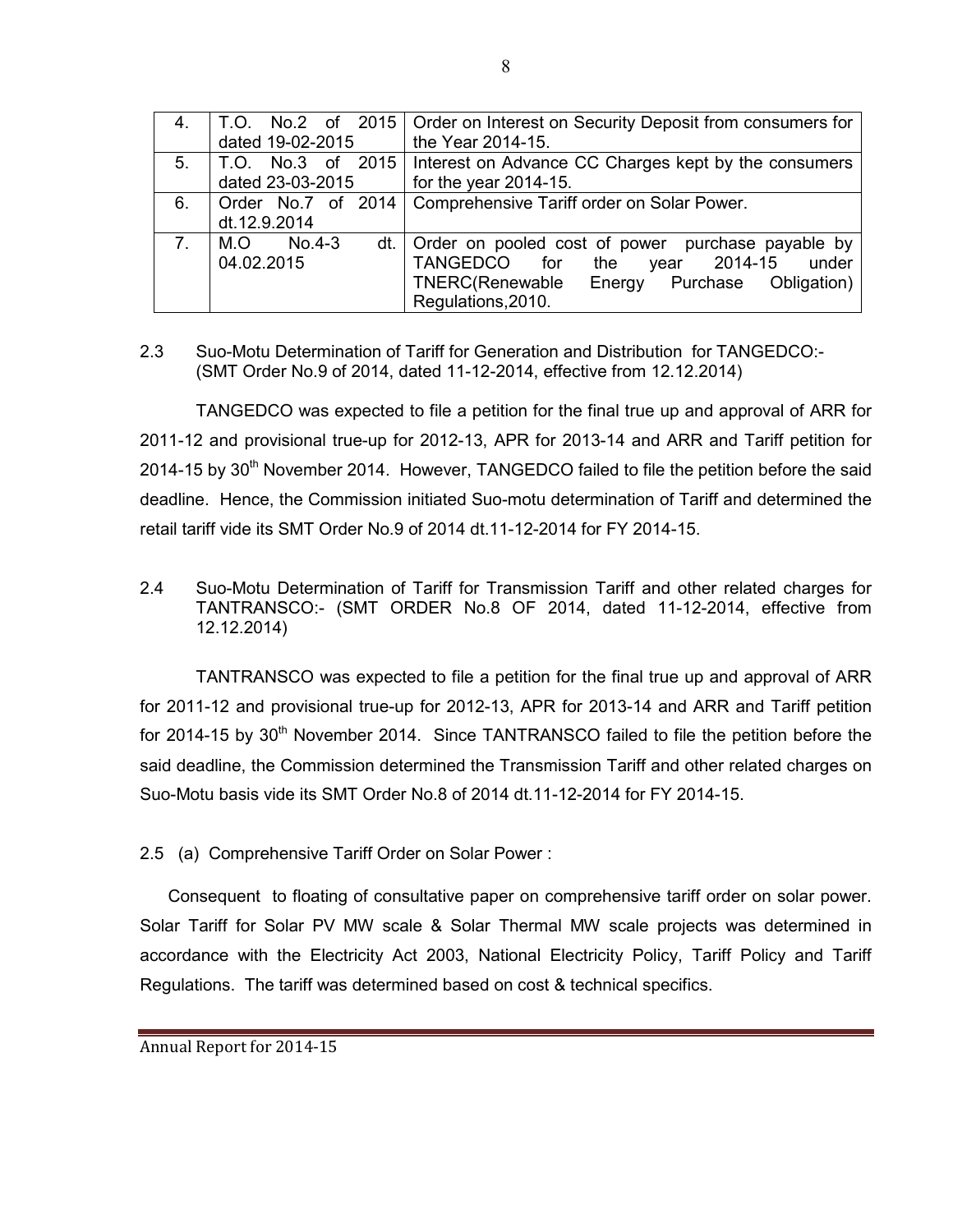| 4. | T.O. No.2 of 2015 dated 19-02-2015 | Order on Interest on Security Deposit from consumers for the Year 2014-15. |
|---|---|---|
| 5. | T.O. No.3 of 2015 dated 23-03-2015 | Interest on Advance CC Charges kept by the consumers for the year 2014-15. |
| 6. | Order No.7 of 2014 dt.12.9.2014 | Comprehensive Tariff order on Solar Power. |
| 7. | M.O No.4-3 dt. 04.02.2015 | Order on pooled cost of power purchase payable by TANGEDCO for the year 2014-15 under TNERC(Renewable Energy Purchase Obligation) Regulations,2010. |

2.3 Suo-Motu Determination of Tariff for Generation and Distribution for TANGEDCO:- (SMT Order No.9 of 2014, dated 11-12-2014, effective from 12.12.2014)

TANGEDCO was expected to file a petition for the final true up and approval of ARR for 2011-12 and provisional true-up for 2012-13, APR for 2013-14 and ARR and Tariff petition for 2014-15 by 30th November 2014. However, TANGEDCO failed to file the petition before the said deadline. Hence, the Commission initiated Suo-motu determination of Tariff and determined the retail tariff vide its SMT Order No.9 of 2014 dt.11-12-2014 for FY 2014-15.

2.4 Suo-Motu Determination of Tariff for Transmission Tariff and other related charges for TANTRANSCO:- (SMT ORDER No.8 OF 2014, dated 11-12-2014, effective from 12.12.2014)

TANTRANSCO was expected to file a petition for the final true up and approval of ARR for 2011-12 and provisional true-up for 2012-13, APR for 2013-14 and ARR and Tariff petition for 2014-15 by 30th November 2014. Since TANTRANSCO failed to file the petition before the said deadline, the Commission determined the Transmission Tariff and other related charges on Suo-Motu basis vide its SMT Order No.8 of 2014 dt.11-12-2014 for FY 2014-15.

2.5 (a) Comprehensive Tariff Order on Solar Power :

Consequent to floating of consultative paper on comprehensive tariff order on solar power. Solar Tariff for Solar PV MW scale & Solar Thermal MW scale projects was determined in accordance with the Electricity Act 2003, National Electricity Policy, Tariff Policy and Tariff Regulations. The tariff was determined based on cost & technical specifics.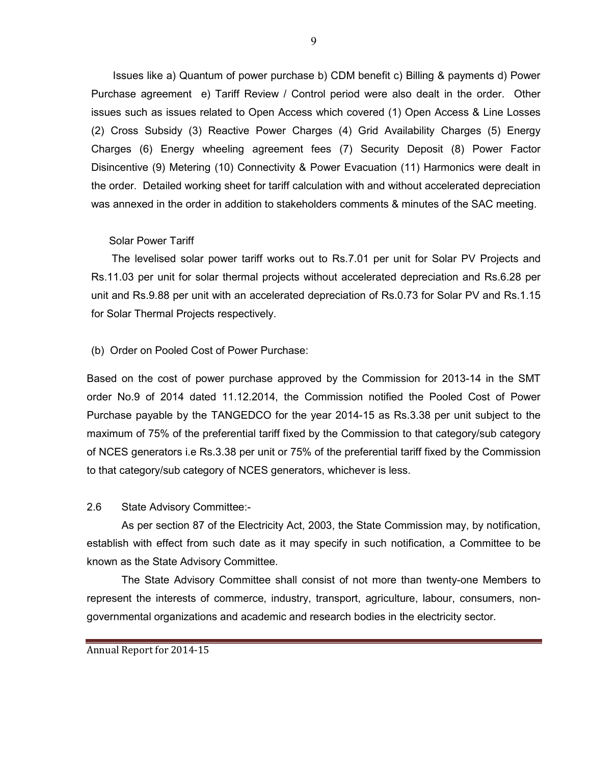Issues like a) Quantum of power purchase b) CDM benefit c) Billing & payments d) Power Purchase agreement e) Tariff Review / Control period were also dealt in the order. Other issues such as issues related to Open Access which covered (1) Open Access & Line Losses (2) Cross Subsidy (3) Reactive Power Charges (4) Grid Availability Charges (5) Energy Charges (6) Energy wheeling agreement fees (7) Security Deposit (8) Power Factor Disincentive (9) Metering (10) Connectivity & Power Evacuation (11) Harmonics were dealt in the order. Detailed working sheet for tariff calculation with and without accelerated depreciation was annexed in the order in addition to stakeholders comments & minutes of the SAC meeting.

Solar Power Tariff

The levelised solar power tariff works out to Rs.7.01 per unit for Solar PV Projects and Rs.11.03 per unit for solar thermal projects without accelerated depreciation and Rs.6.28 per unit and Rs.9.88 per unit with an accelerated depreciation of Rs.0.73 for Solar PV and Rs.1.15 for Solar Thermal Projects respectively.

(b) Order on Pooled Cost of Power Purchase:

Based on the cost of power purchase approved by the Commission for 2013-14 in the SMT order No.9 of 2014 dated 11.12.2014, the Commission notified the Pooled Cost of Power Purchase payable by the TANGEDCO for the year 2014-15 as Rs.3.38 per unit subject to the maximum of 75% of the preferential tariff fixed by the Commission to that category/sub category of NCES generators i.e Rs.3.38 per unit or 75% of the preferential tariff fixed by the Commission to that category/sub category of NCES generators, whichever is less.

## 2.6 State Advisory Committee:-

As per section 87 of the Electricity Act, 2003, the State Commission may, by notification, establish with effect from such date as it may specify in such notification, a Committee to be known as the State Advisory Committee.

The State Advisory Committee shall consist of not more than twenty-one Members to represent the interests of commerce, industry, transport, agriculture, labour, consumers, non-governmental organizations and academic and research bodies in the electricity sector.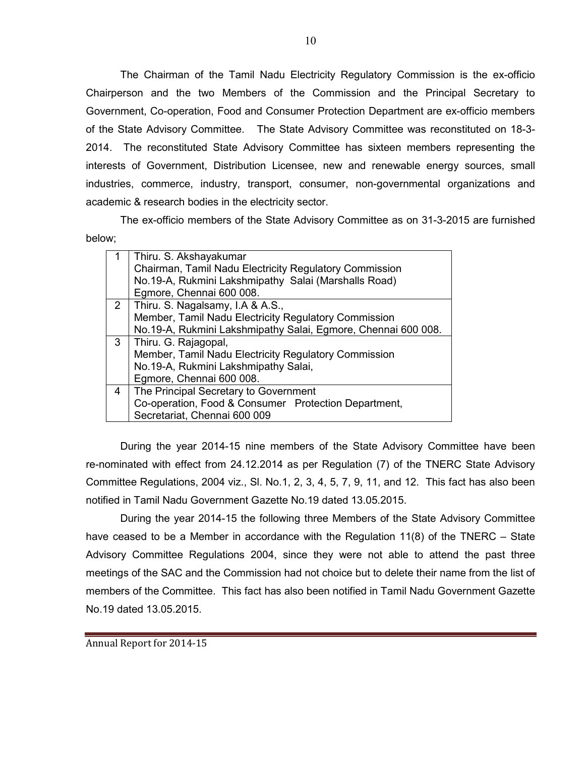The Chairman of the Tamil Nadu Electricity Regulatory Commission is the ex-officio Chairperson and the two Members of the Commission and the Principal Secretary to Government, Co-operation, Food and Consumer Protection Department are ex-officio members of the State Advisory Committee. The State Advisory Committee was reconstituted on 18-3-2014. The reconstituted State Advisory Committee has sixteen members representing the interests of Government, Distribution Licensee, new and renewable energy sources, small industries, commerce, industry, transport, consumer, non-governmental organizations and academic & research bodies in the electricity sector.

The ex-officio members of the State Advisory Committee as on 31-3-2015 are furnished below;

| | |
|---|---|
| 1 | Thiru. S. Akshayakumar<br>Chairman, Tamil Nadu Electricity Regulatory Commission<br>No.19-A, Rukmini Lakshmipathy Salai (Marshalls Road)<br>Egmore, Chennai 600 008. |
| 2 | Thiru. S. Nagalsamy, I.A & A.S.,<br>Member, Tamil Nadu Electricity Regulatory Commission<br>No.19-A, Rukmini Lakshmipathy Salai, Egmore, Chennai 600 008. |
| 3 | Thiru. G. Rajagopal,<br>Member, Tamil Nadu Electricity Regulatory Commission<br>No.19-A, Rukmini Lakshmipathy Salai,<br>Egmore, Chennai 600 008. |
| 4 | The Principal Secretary to Government<br>Co-operation, Food & Consumer Protection Department,<br>Secretariat, Chennai 600 009 |

During the year 2014-15 nine members of the State Advisory Committee have been re-nominated with effect from 24.12.2014 as per Regulation (7) of the TNERC State Advisory Committee Regulations, 2004 viz., Sl. No.1, 2, 3, 4, 5, 7, 9, 11, and 12. This fact has also been notified in Tamil Nadu Government Gazette No.19 dated 13.05.2015.

During the year 2014-15 the following three Members of the State Advisory Committee have ceased to be a Member in accordance with the Regulation 11(8) of the TNERC – State Advisory Committee Regulations 2004, since they were not able to attend the past three meetings of the SAC and the Commission had not choice but to delete their name from the list of members of the Committee. This fact has also been notified in Tamil Nadu Government Gazette No.19 dated 13.05.2015.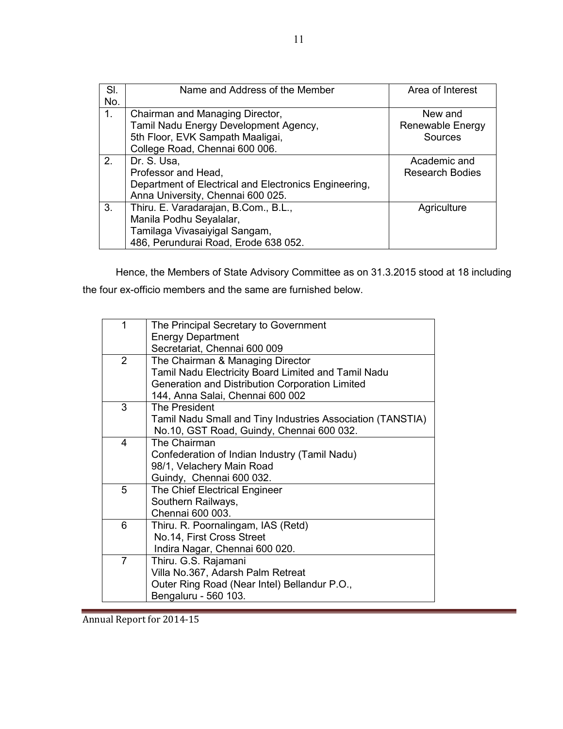| Sl. No. | Name and Address of the Member | Area of Interest |
|---|---|---|
| 1. | Chairman and Managing Director,<br>Tamil Nadu Energy Development Agency,<br>5th Floor, EVK Sampath Maaligai,<br>College Road, Chennai 600 006. | New and Renewable Energy Sources |
| 2. | Dr. S. Usa,<br>Professor and Head,<br>Department of Electrical and Electronics Engineering,<br>Anna University, Chennai 600 025. | Academic and Research Bodies |
| 3. | Thiru. E. Varadarajan, B.Com., B.L.,<br>Manila Podhu Seyalalar,<br>Tamilaga Vivasaiyigal Sangam,<br>486, Perundurai Road, Erode 638 052. | Agriculture |

Hence, the Members of State Advisory Committee as on 31.3.2015 stood at 18 including the four ex-officio members and the same are furnished below.

| | |
|---|---|
| 1 | The Principal Secretary to Government<br>Energy Department<br>Secretariat, Chennai 600 009 |
| 2 | The Chairman & Managing Director<br>Tamil Nadu Electricity Board Limited and Tamil Nadu Generation and Distribution Corporation Limited<br>144, Anna Salai, Chennai 600 002 |
| 3 | The President<br>Tamil Nadu Small and Tiny Industries Association (TANSTIA)<br>No.10, GST Road, Guindy, Chennai 600 032. |
| 4 | The Chairman<br>Confederation of Indian Industry (Tamil Nadu)<br>98/1, Velachery Main Road<br>Guindy, Chennai 600 032. |
| 5 | The Chief Electrical Engineer<br>Southern Railways,<br>Chennai 600 003. |
| 6 | Thiru. R. Poornalingam, IAS (Retd)<br>No.14, First Cross Street<br>Indira Nagar, Chennai 600 020. |
| 7 | Thiru. G.S. Rajamani<br>Villa No.367, Adarsh Palm Retreat<br>Outer Ring Road (Near Intel) Bellandur P.O.,<br>Bengaluru - 560 103. |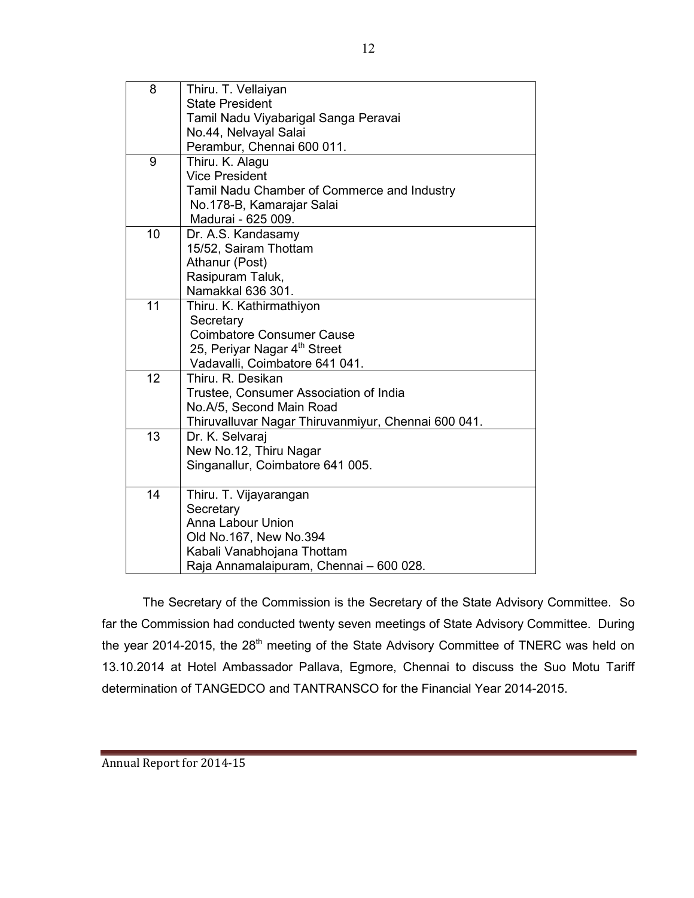| | |
|---|---|
| 8 | Thiru. T. Vellaiyan<br>State President<br>Tamil Nadu Viyabarigal Sanga Peravai<br>No.44, Nelvayal Salai<br>Perambur, Chennai 600 011. |
| 9 | Thiru. K. Alagu<br>Vice President<br>Tamil Nadu Chamber of Commerce and Industry<br>No.178-B, Kamarajar Salai<br>Madurai - 625 009. |
| 10 | Dr. A.S. Kandasamy<br>15/52, Sairam Thottam<br>Athanur (Post)<br>Rasipuram Taluk,<br>Namakkal 636 301. |
| 11 | Thiru. K. Kathirmathiyon<br>Secretary<br>Coimbatore Consumer Cause<br>25, Periyar Nagar 4th Street<br>Vadavalli, Coimbatore 641 041. |
| 12 | Thiru. R. Desikan<br>Trustee, Consumer Association of India<br>No.A/5, Second Main Road<br>Thiruvalluvar Nagar Thiruvanmiyur, Chennai 600 041. |
| 13 | Dr. K. Selvaraj<br>New No.12, Thiru Nagar<br>Singanallur, Coimbatore 641 005. |
| 14 | Thiru. T. Vijayarangan<br>Secretary<br>Anna Labour Union<br>Old No.167, New No.394<br>Kabali Vanabhojana Thottam<br>Raja Annamalaipuram, Chennai – 600 028. |

The Secretary of the Commission is the Secretary of the State Advisory Committee. So far the Commission had conducted twenty seven meetings of State Advisory Committee. During the year 2014-2015, the 28th meeting of the State Advisory Committee of TNERC was held on 13.10.2014 at Hotel Ambassador Pallava, Egmore, Chennai to discuss the Suo Motu Tariff determination of TANGEDCO and TANTRANSCO for the Financial Year 2014-2015.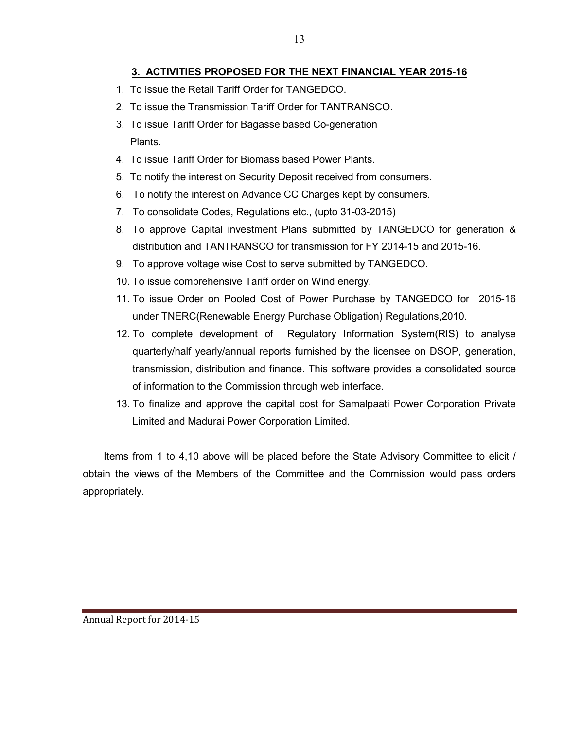## 3. ACTIVITIES PROPOSED FOR THE NEXT FINANCIAL YEAR 2015-16

1. To issue the Retail Tariff Order for TANGEDCO.
2. To issue the Transmission Tariff Order for TANTRANSCO.
3. To issue Tariff Order for Bagasse based Co-generation Plants.
4. To issue Tariff Order for Biomass based Power Plants.
5. To notify the interest on Security Deposit received from consumers.
6. To notify the interest on Advance CC Charges kept by consumers.
7. To consolidate Codes, Regulations etc., (upto 31-03-2015)
8. To approve Capital investment Plans submitted by TANGEDCO for generation & distribution and TANTRANSCO for transmission for FY 2014-15 and 2015-16.
9. To approve voltage wise Cost to serve submitted by TANGEDCO.
10. To issue comprehensive Tariff order on Wind energy.
11. To issue Order on Pooled Cost of Power Purchase by TANGEDCO for 2015-16 under TNERC(Renewable Energy Purchase Obligation) Regulations,2010.
12. To complete development of Regulatory Information System(RIS) to analyse quarterly/half yearly/annual reports furnished by the licensee on DSOP, generation, transmission, distribution and finance. This software provides a consolidated source of information to the Commission through web interface.
13. To finalize and approve the capital cost for Samalpaati Power Corporation Private Limited and Madurai Power Corporation Limited.

Items from 1 to 4,10 above will be placed before the State Advisory Committee to elicit / obtain the views of the Members of the Committee and the Commission would pass orders appropriately.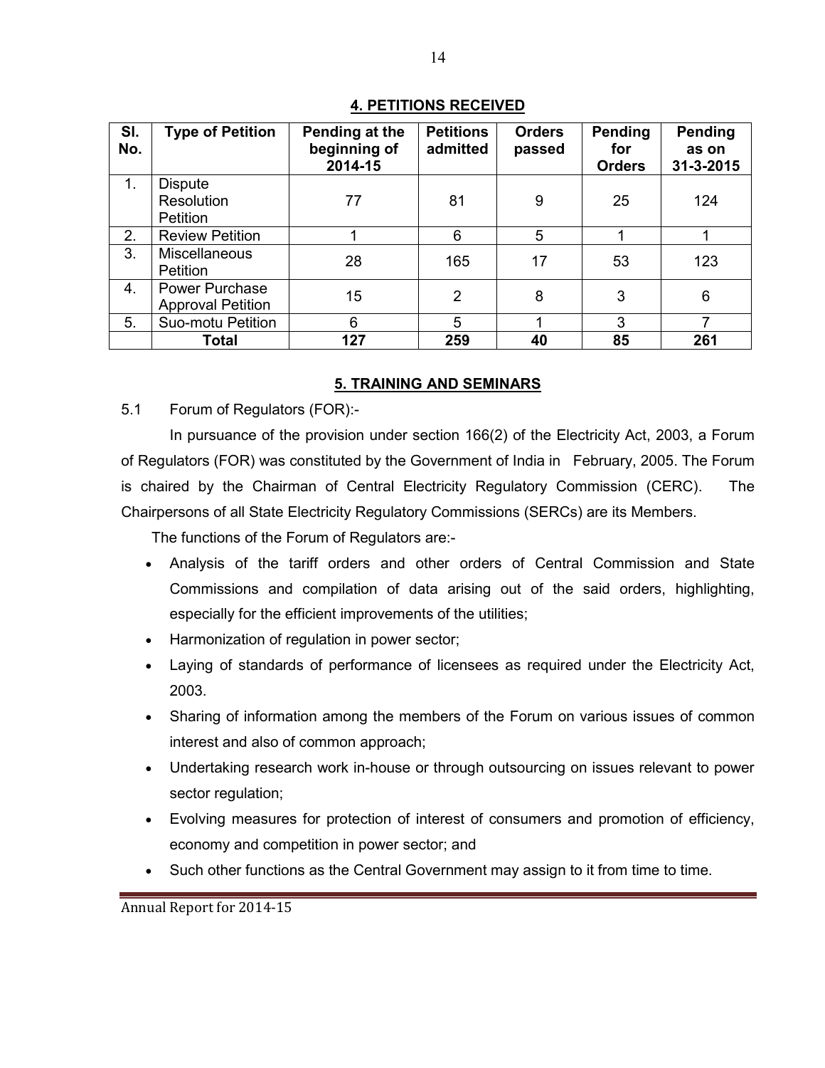## 4. PETITIONS RECEIVED

| Sl. No. | Type of Petition | Pending at the beginning of 2014-15 | Petitions admitted | Orders passed | Pending for Orders | Pending as on 31-3-2015 |
|---|---|---|---|---|---|---|
| 1. | Dispute Resolution Petition | 77 | 81 | 9 | 25 | 124 |
| 2. | Review Petition | 1 | 6 | 5 | 1 | 1 |
| 3. | Miscellaneous Petition | 28 | 165 | 17 | 53 | 123 |
| 4. | Power Purchase Approval Petition | 15 | 2 | 8 | 3 | 6 |
| 5. | Suo-motu Petition | 6 | 5 | 1 | 3 | 7 |
| | **Total** | **127** | **259** | **40** | **85** | **261** |

## 5. TRAINING AND SEMINARS

5.1 Forum of Regulators (FOR):-

In pursuance of the provision under section 166(2) of the Electricity Act, 2003, a Forum of Regulators (FOR) was constituted by the Government of India in February, 2005. The Forum is chaired by the Chairman of Central Electricity Regulatory Commission (CERC). The Chairpersons of all State Electricity Regulatory Commissions (SERCs) are its Members.

The functions of the Forum of Regulators are:-

- Analysis of the tariff orders and other orders of Central Commission and State Commissions and compilation of data arising out of the said orders, highlighting, especially for the efficient improvements of the utilities;
- Harmonization of regulation in power sector;
- Laying of standards of performance of licensees as required under the Electricity Act, 2003.
- Sharing of information among the members of the Forum on various issues of common interest and also of common approach;
- Undertaking research work in-house or through outsourcing on issues relevant to power sector regulation;
- Evolving measures for protection of interest of consumers and promotion of efficiency, economy and competition in power sector; and
- Such other functions as the Central Government may assign to it from time to time.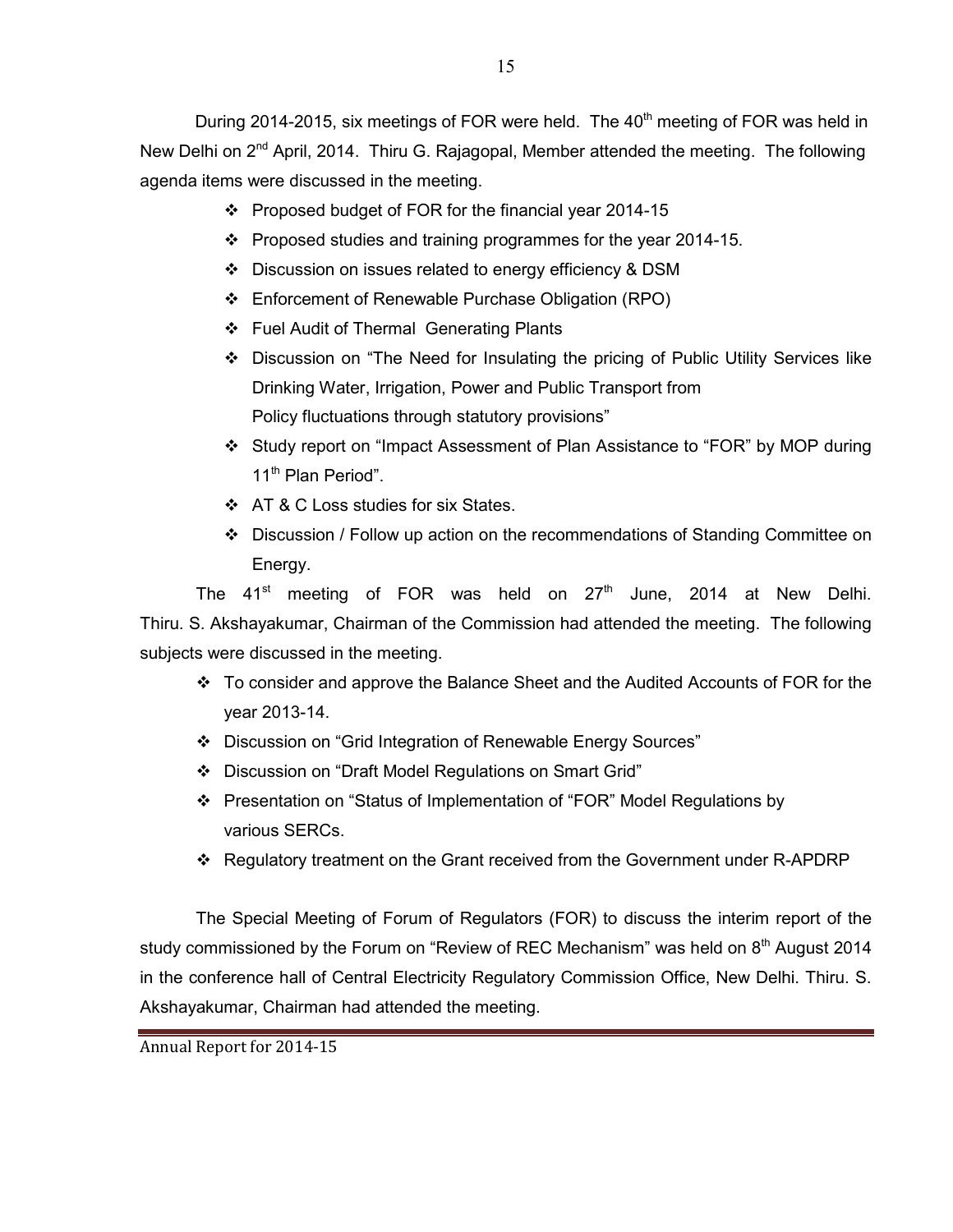During 2014-2015, six meetings of FOR were held. The 40th meeting of FOR was held in New Delhi on 2nd April, 2014. Thiru G. Rajagopal, Member attended the meeting. The following agenda items were discussed in the meeting.

- Proposed budget of FOR for the financial year 2014-15
- Proposed studies and training programmes for the year 2014-15.
- Discussion on issues related to energy efficiency & DSM
- Enforcement of Renewable Purchase Obligation (RPO)
- Fuel Audit of Thermal Generating Plants
- Discussion on "The Need for Insulating the pricing of Public Utility Services like Drinking Water, Irrigation, Power and Public Transport from Policy fluctuations through statutory provisions"
- Study report on "Impact Assessment of Plan Assistance to "FOR" by MOP during 11th Plan Period".
- AT & C Loss studies for six States.
- Discussion / Follow up action on the recommendations of Standing Committee on Energy.

The 41st meeting of FOR was held on 27th June, 2014 at New Delhi. Thiru. S. Akshayakumar, Chairman of the Commission had attended the meeting. The following subjects were discussed in the meeting.

- To consider and approve the Balance Sheet and the Audited Accounts of FOR for the year 2013-14.
- Discussion on "Grid Integration of Renewable Energy Sources"
- Discussion on "Draft Model Regulations on Smart Grid"
- Presentation on "Status of Implementation of "FOR" Model Regulations by various SERCs.
- Regulatory treatment on the Grant received from the Government under R-APDRP

The Special Meeting of Forum of Regulators (FOR) to discuss the interim report of the study commissioned by the Forum on "Review of REC Mechanism" was held on 8th August 2014 in the conference hall of Central Electricity Regulatory Commission Office, New Delhi. Thiru. S. Akshayakumar, Chairman had attended the meeting.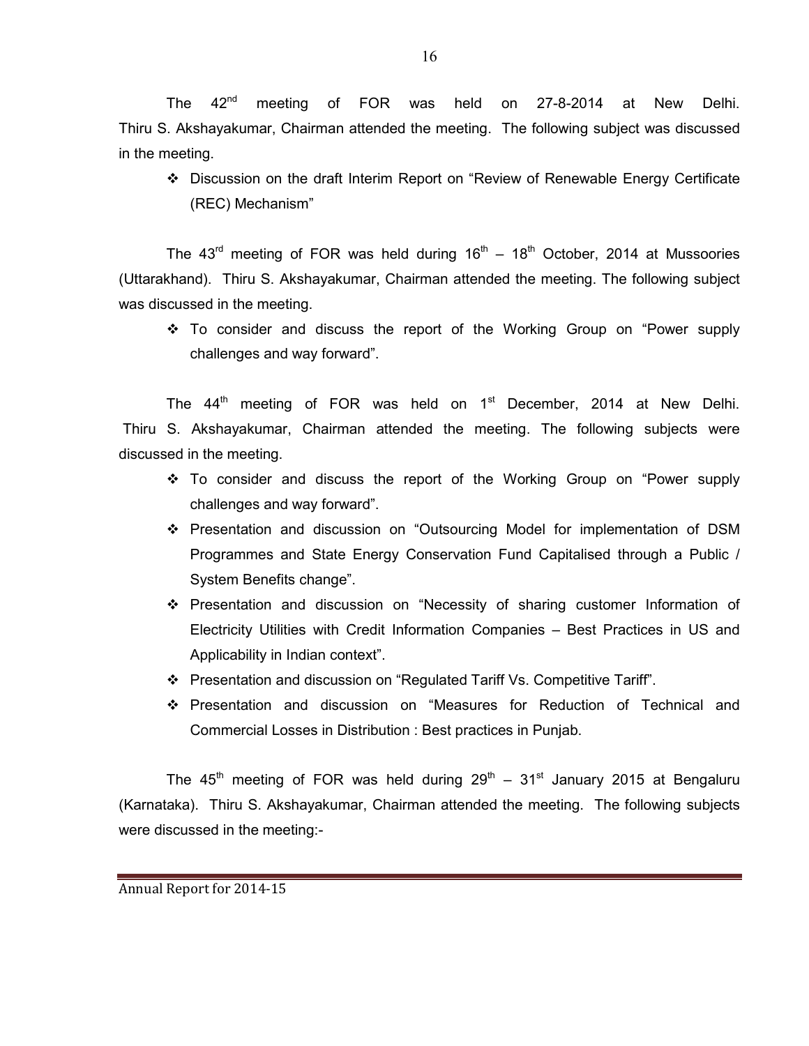The 42nd meeting of FOR was held on 27-8-2014 at New Delhi. Thiru S. Akshayakumar, Chairman attended the meeting. The following subject was discussed in the meeting.

- Discussion on the draft Interim Report on "Review of Renewable Energy Certificate (REC) Mechanism"

The 43rd meeting of FOR was held during 16th – 18th October, 2014 at Mussoories (Uttarakhand). Thiru S. Akshayakumar, Chairman attended the meeting. The following subject was discussed in the meeting.

- To consider and discuss the report of the Working Group on "Power supply challenges and way forward".

The 44th meeting of FOR was held on 1st December, 2014 at New Delhi. Thiru S. Akshayakumar, Chairman attended the meeting. The following subjects were discussed in the meeting.

- To consider and discuss the report of the Working Group on "Power supply challenges and way forward".
- Presentation and discussion on "Outsourcing Model for implementation of DSM Programmes and State Energy Conservation Fund Capitalised through a Public / System Benefits change".
- Presentation and discussion on "Necessity of sharing customer Information of Electricity Utilities with Credit Information Companies – Best Practices in US and Applicability in Indian context".
- Presentation and discussion on "Regulated Tariff Vs. Competitive Tariff".
- Presentation and discussion on "Measures for Reduction of Technical and Commercial Losses in Distribution : Best practices in Punjab.

The 45th meeting of FOR was held during 29th – 31st January 2015 at Bengaluru (Karnataka). Thiru S. Akshayakumar, Chairman attended the meeting. The following subjects were discussed in the meeting:-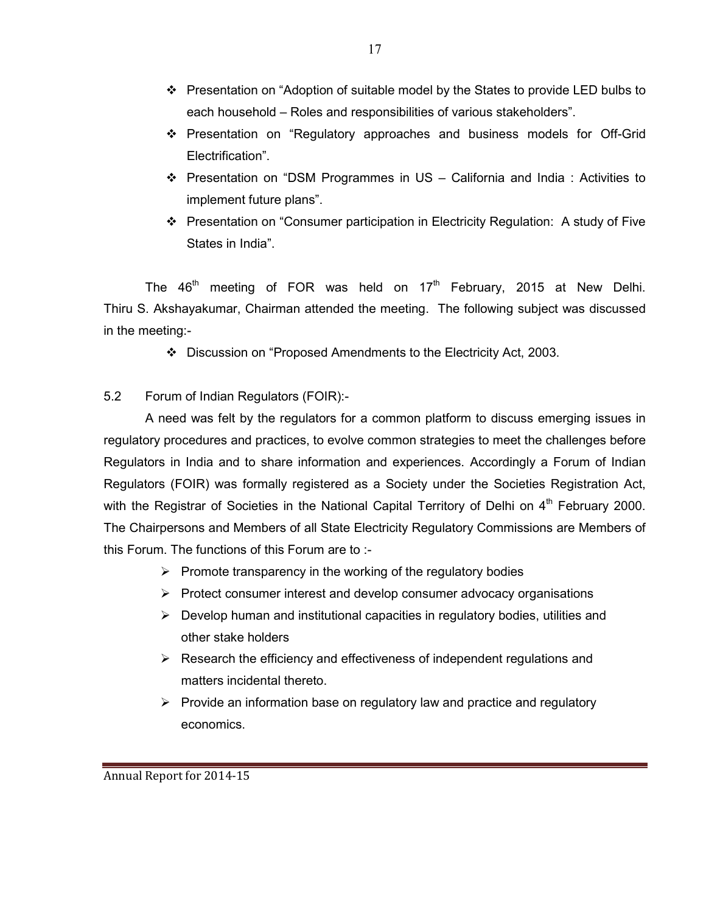- Presentation on “Adoption of suitable model by the States to provide LED bulbs to each household – Roles and responsibilities of various stakeholders”.
- Presentation on “Regulatory approaches and business models for Off-Grid Electrification”.
- Presentation on “DSM Programmes in US – California and India : Activities to implement future plans”.
- Presentation on “Consumer participation in Electricity Regulation: A study of Five States in India”.

The 46th meeting of FOR was held on 17th February, 2015 at New Delhi. Thiru S. Akshayakumar, Chairman attended the meeting. The following subject was discussed in the meeting:-

- Discussion on “Proposed Amendments to the Electricity Act, 2003.

5.2 Forum of Indian Regulators (FOIR):-

A need was felt by the regulators for a common platform to discuss emerging issues in regulatory procedures and practices, to evolve common strategies to meet the challenges before Regulators in India and to share information and experiences. Accordingly a Forum of Indian Regulators (FOIR) was formally registered as a Society under the Societies Registration Act, with the Registrar of Societies in the National Capital Territory of Delhi on 4th February 2000. The Chairpersons and Members of all State Electricity Regulatory Commissions are Members of this Forum. The functions of this Forum are to :-

- Promote transparency in the working of the regulatory bodies
- Protect consumer interest and develop consumer advocacy organisations
- Develop human and institutional capacities in regulatory bodies, utilities and other stake holders
- Research the efficiency and effectiveness of independent regulations and matters incidental thereto.
- Provide an information base on regulatory law and practice and regulatory economics.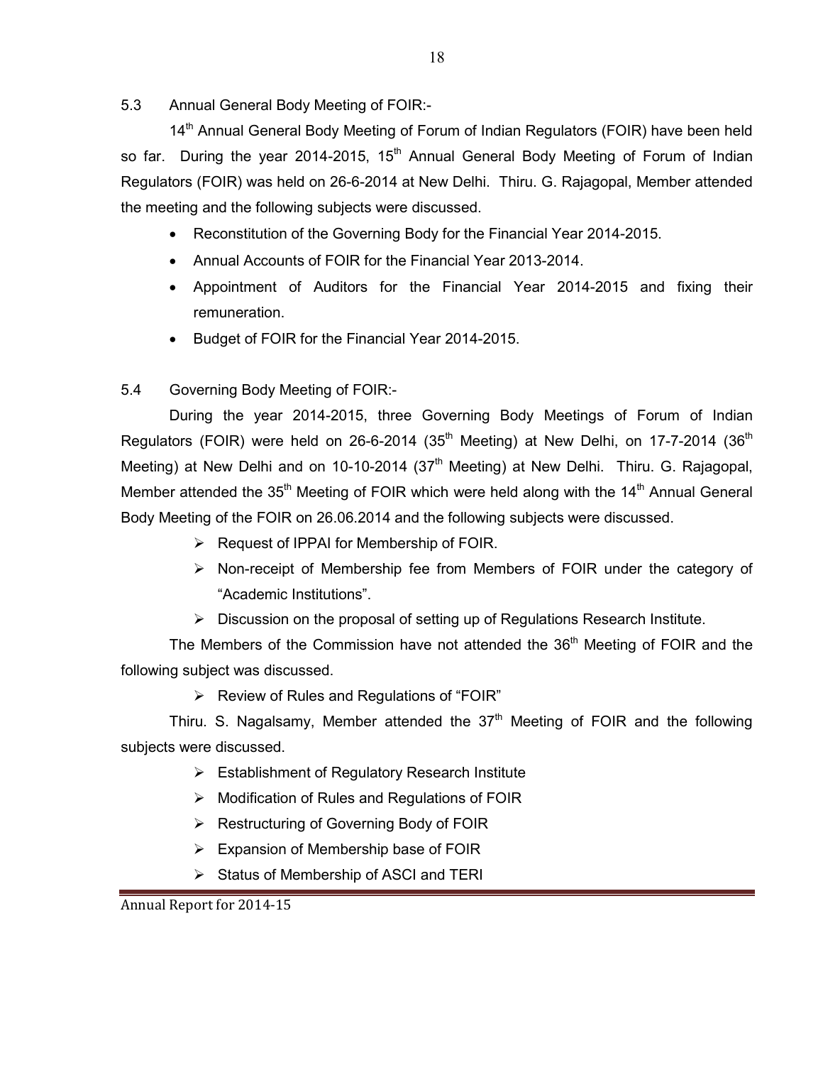5.3 Annual General Body Meeting of FOIR:-

14th Annual General Body Meeting of Forum of Indian Regulators (FOIR) have been held so far. During the year 2014-2015, 15th Annual General Body Meeting of Forum of Indian Regulators (FOIR) was held on 26-6-2014 at New Delhi. Thiru. G. Rajagopal, Member attended the meeting and the following subjects were discussed.

- Reconstitution of the Governing Body for the Financial Year 2014-2015.
- Annual Accounts of FOIR for the Financial Year 2013-2014.
- Appointment of Auditors for the Financial Year 2014-2015 and fixing their remuneration.
- Budget of FOIR for the Financial Year 2014-2015.

5.4 Governing Body Meeting of FOIR:-

During the year 2014-2015, three Governing Body Meetings of Forum of Indian Regulators (FOIR) were held on 26-6-2014 (35th Meeting) at New Delhi, on 17-7-2014 (36th Meeting) at New Delhi and on 10-10-2014 (37th Meeting) at New Delhi. Thiru. G. Rajagopal, Member attended the 35th Meeting of FOIR which were held along with the 14th Annual General Body Meeting of the FOIR on 26.06.2014 and the following subjects were discussed.

- Request of IPPAI for Membership of FOIR.
- Non-receipt of Membership fee from Members of FOIR under the category of "Academic Institutions".
- Discussion on the proposal of setting up of Regulations Research Institute.

The Members of the Commission have not attended the 36th Meeting of FOIR and the following subject was discussed.

- Review of Rules and Regulations of "FOIR"

Thiru. S. Nagalsamy, Member attended the 37th Meeting of FOIR and the following subjects were discussed.

- Establishment of Regulatory Research Institute
- Modification of Rules and Regulations of FOIR
- Restructuring of Governing Body of FOIR
- Expansion of Membership base of FOIR
- Status of Membership of ASCI and TERI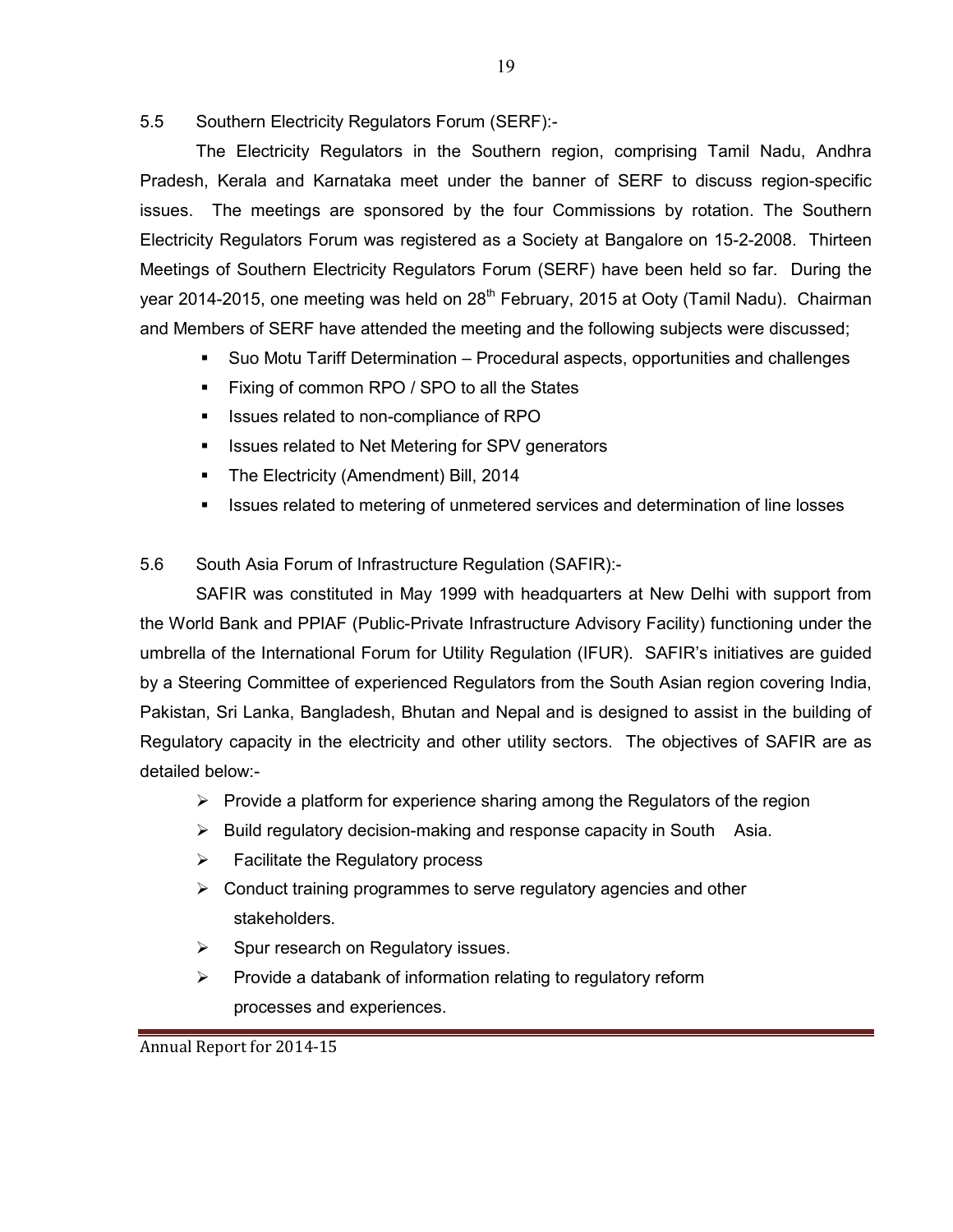### 5.5 Southern Electricity Regulators Forum (SERF):-

The Electricity Regulators in the Southern region, comprising Tamil Nadu, Andhra Pradesh, Kerala and Karnataka meet under the banner of SERF to discuss region-specific issues. The meetings are sponsored by the four Commissions by rotation. The Southern Electricity Regulators Forum was registered as a Society at Bangalore on 15-2-2008. Thirteen Meetings of Southern Electricity Regulators Forum (SERF) have been held so far. During the year 2014-2015, one meeting was held on 28th February, 2015 at Ooty (Tamil Nadu). Chairman and Members of SERF have attended the meeting and the following subjects were discussed;

- Suo Motu Tariff Determination – Procedural aspects, opportunities and challenges
- Fixing of common RPO / SPO to all the States
- Issues related to non-compliance of RPO
- Issues related to Net Metering for SPV generators
- The Electricity (Amendment) Bill, 2014
- Issues related to metering of unmetered services and determination of line losses

### 5.6 South Asia Forum of Infrastructure Regulation (SAFIR):-

SAFIR was constituted in May 1999 with headquarters at New Delhi with support from the World Bank and PPIAF (Public-Private Infrastructure Advisory Facility) functioning under the umbrella of the International Forum for Utility Regulation (IFUR). SAFIR's initiatives are guided by a Steering Committee of experienced Regulators from the South Asian region covering India, Pakistan, Sri Lanka, Bangladesh, Bhutan and Nepal and is designed to assist in the building of Regulatory capacity in the electricity and other utility sectors. The objectives of SAFIR are as detailed below:-

- Provide a platform for experience sharing among the Regulators of the region
- Build regulatory decision-making and response capacity in South Asia.
- Facilitate the Regulatory process
- Conduct training programmes to serve regulatory agencies and other stakeholders.
- Spur research on Regulatory issues.
- Provide a databank of information relating to regulatory reform processes and experiences.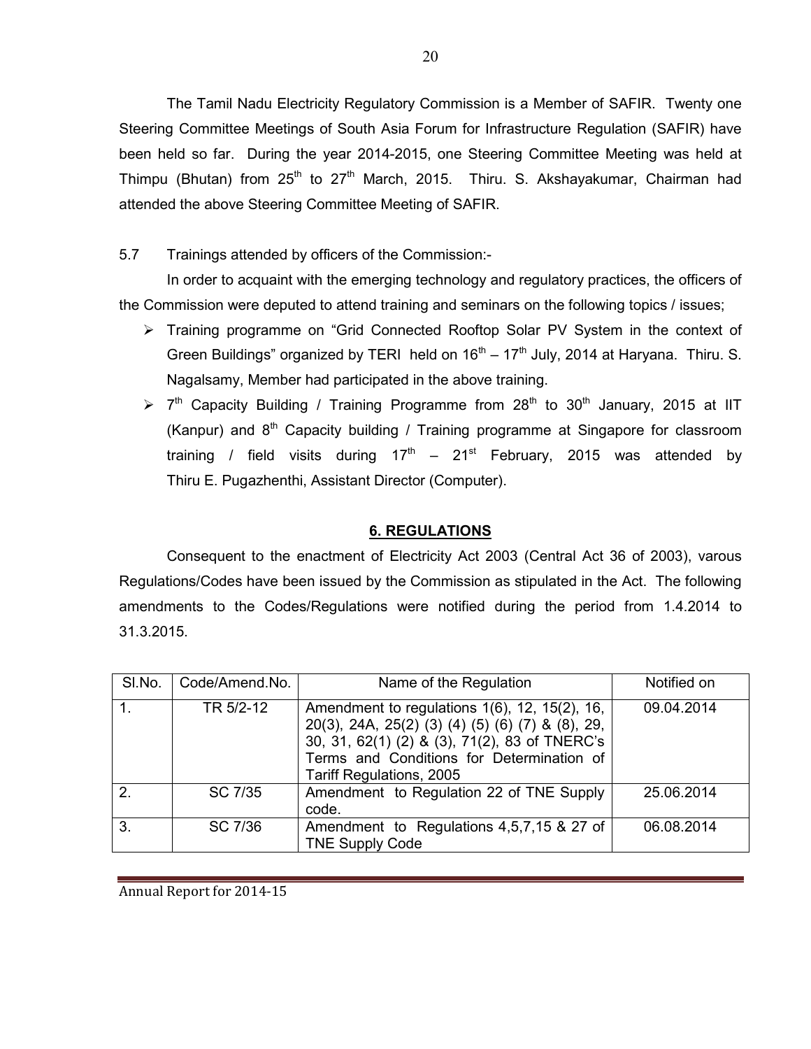The Tamil Nadu Electricity Regulatory Commission is a Member of SAFIR. Twenty one Steering Committee Meetings of South Asia Forum for Infrastructure Regulation (SAFIR) have been held so far. During the year 2014-2015, one Steering Committee Meeting was held at Thimpu (Bhutan) from 25th to 27th March, 2015. Thiru. S. Akshayakumar, Chairman had attended the above Steering Committee Meeting of SAFIR.

5.7 Trainings attended by officers of the Commission:-

In order to acquaint with the emerging technology and regulatory practices, the officers of the Commission were deputed to attend training and seminars on the following topics / issues;

- Training programme on "Grid Connected Rooftop Solar PV System in the context of Green Buildings" organized by TERI held on 16th – 17th July, 2014 at Haryana. Thiru. S. Nagalsamy, Member had participated in the above training.
- 7th Capacity Building / Training Programme from 28th to 30th January, 2015 at IIT (Kanpur) and 8th Capacity building / Training programme at Singapore for classroom training / field visits during 17th – 21st February, 2015 was attended by Thiru E. Pugazhenthi, Assistant Director (Computer).

## 6. REGULATIONS

Consequent to the enactment of Electricity Act 2003 (Central Act 36 of 2003), varous Regulations/Codes have been issued by the Commission as stipulated in the Act. The following amendments to the Codes/Regulations were notified during the period from 1.4.2014 to 31.3.2015.

| Sl.No. | Code/Amend.No. | Name of the Regulation | Notified on |
|---|---|---|---|
| 1. | TR 5/2-12 | Amendment to regulations 1(6), 12, 15(2), 16, 20(3), 24A, 25(2) (3) (4) (5) (6) (7) & (8), 29, 30, 31, 62(1) (2) & (3), 71(2), 83 of TNERC's Terms and Conditions for Determination of Tariff Regulations, 2005 | 09.04.2014 |
| 2. | SC 7/35 | Amendment to Regulation 22 of TNE Supply code. | 25.06.2014 |
| 3. | SC 7/36 | Amendment to Regulations 4,5,7,15 & 27 of TNE Supply Code | 06.08.2014 |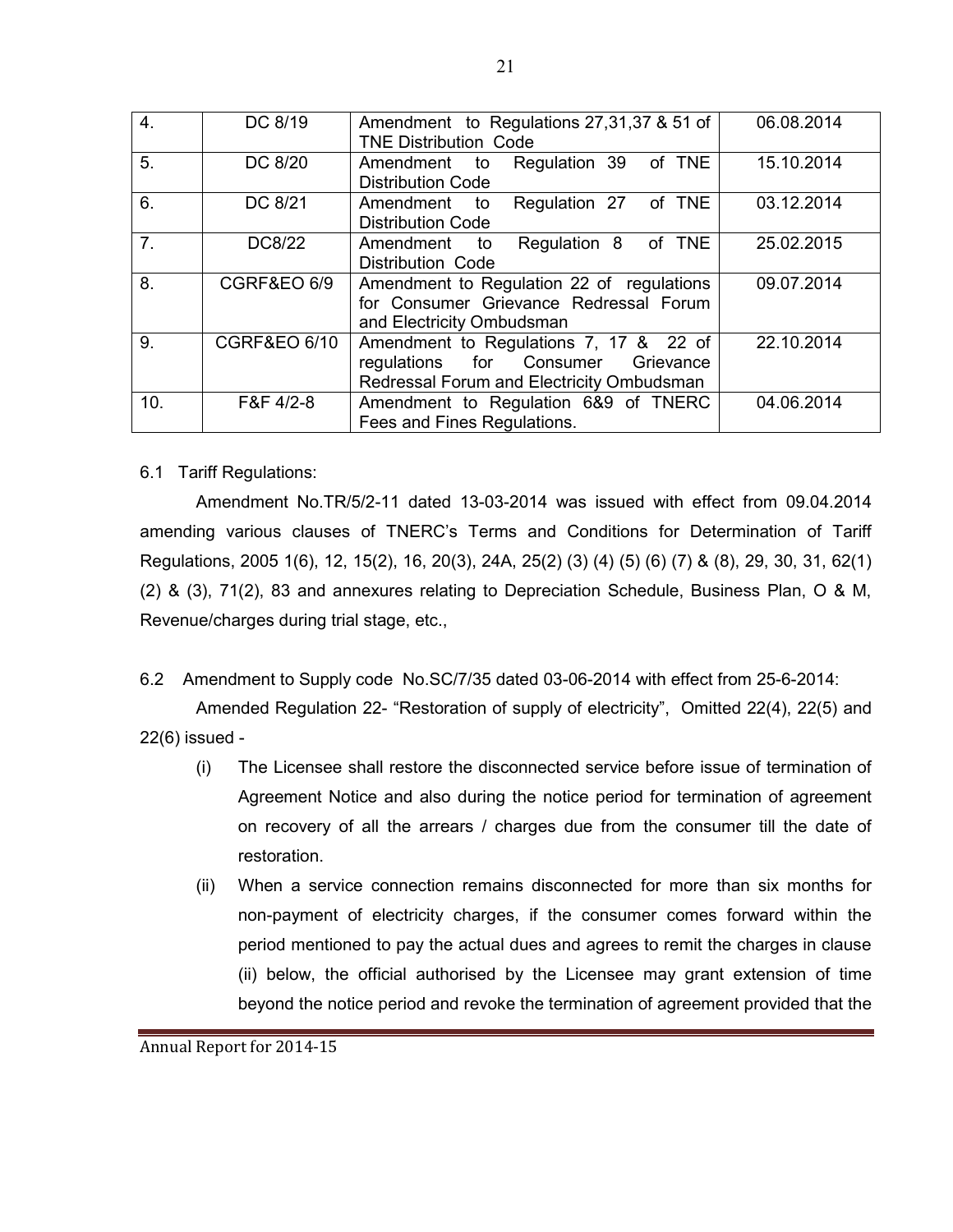| 4. | DC 8/19 | Amendment to Regulations 27,31,37 & 51 of TNE Distribution Code | 06.08.2014 |
|---|---|---|---|
| 5. | DC 8/20 | Amendment to Regulation 39 of TNE Distribution Code | 15.10.2014 |
| 6. | DC 8/21 | Amendment to Regulation 27 of TNE Distribution Code | 03.12.2014 |
| 7. | DC8/22 | Amendment to Regulation 8 of TNE Distribution Code | 25.02.2015 |
| 8. | CGRF&EO 6/9 | Amendment to Regulation 22 of regulations for Consumer Grievance Redressal Forum and Electricity Ombudsman | 09.07.2014 |
| 9. | CGRF&EO 6/10 | Amendment to Regulations 7, 17 & 22 of regulations for Consumer Grievance Redressal Forum and Electricity Ombudsman | 22.10.2014 |
| 10. | F&F 4/2-8 | Amendment to Regulation 6&9 of TNERC Fees and Fines Regulations. | 04.06.2014 |

6.1 Tariff Regulations:

Amendment No.TR/5/2-11 dated 13-03-2014 was issued with effect from 09.04.2014 amending various clauses of TNERC's Terms and Conditions for Determination of Tariff Regulations, 2005 1(6), 12, 15(2), 16, 20(3), 24A, 25(2) (3) (4) (5) (6) (7) & (8), 29, 30, 31, 62(1) (2) & (3), 71(2), 83 and annexures relating to Depreciation Schedule, Business Plan, O & M, Revenue/charges during trial stage, etc.,

6.2 Amendment to Supply code No.SC/7/35 dated 03-06-2014 with effect from 25-6-2014:

Amended Regulation 22- "Restoration of supply of electricity", Omitted 22(4), 22(5) and 22(6) issued -

(i) The Licensee shall restore the disconnected service before issue of termination of Agreement Notice and also during the notice period for termination of agreement on recovery of all the arrears / charges due from the consumer till the date of restoration.

(ii) When a service connection remains disconnected for more than six months for non-payment of electricity charges, if the consumer comes forward within the period mentioned to pay the actual dues and agrees to remit the charges in clause (ii) below, the official authorised by the Licensee may grant extension of time beyond the notice period and revoke the termination of agreement provided that the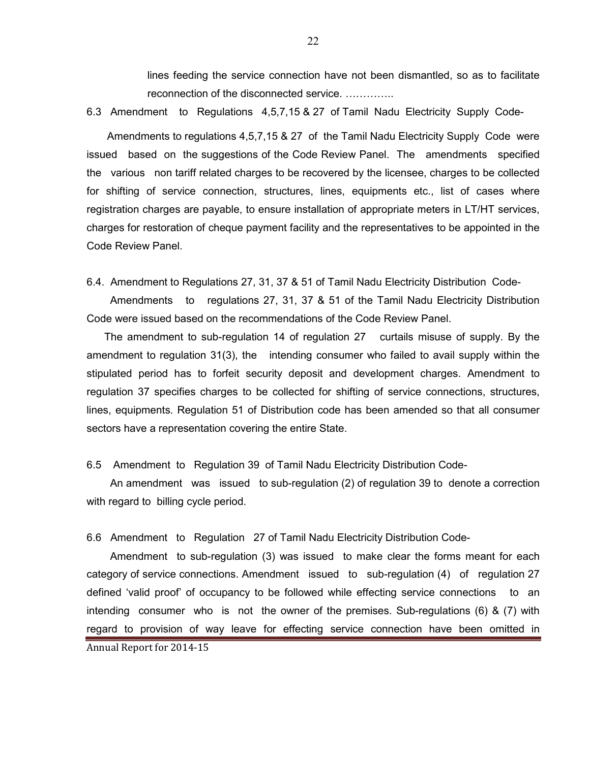lines feeding the service connection have not been dismantled, so as to facilitate reconnection of the disconnected service. …………..

6.3 Amendment to Regulations 4,5,7,15 & 27 of Tamil Nadu Electricity Supply Code-

Amendments to regulations 4,5,7,15 & 27 of the Tamil Nadu Electricity Supply Code were issued based on the suggestions of the Code Review Panel. The amendments specified the various non tariff related charges to be recovered by the licensee, charges to be collected for shifting of service connection, structures, lines, equipments etc., list of cases where registration charges are payable, to ensure installation of appropriate meters in LT/HT services, charges for restoration of cheque payment facility and the representatives to be appointed in the Code Review Panel.

6.4. Amendment to Regulations 27, 31, 37 & 51 of Tamil Nadu Electricity Distribution Code-

Amendments to regulations 27, 31, 37 & 51 of the Tamil Nadu Electricity Distribution Code were issued based on the recommendations of the Code Review Panel.

The amendment to sub-regulation 14 of regulation 27 curtails misuse of supply. By the amendment to regulation 31(3), the intending consumer who failed to avail supply within the stipulated period has to forfeit security deposit and development charges. Amendment to regulation 37 specifies charges to be collected for shifting of service connections, structures, lines, equipments. Regulation 51 of Distribution code has been amended so that all consumer sectors have a representation covering the entire State.

6.5 Amendment to Regulation 39 of Tamil Nadu Electricity Distribution Code-

An amendment was issued to sub-regulation (2) of regulation 39 to denote a correction with regard to billing cycle period.

6.6 Amendment to Regulation 27 of Tamil Nadu Electricity Distribution Code-

Amendment to sub-regulation (3) was issued to make clear the forms meant for each category of service connections. Amendment issued to sub-regulation (4) of regulation 27 defined 'valid proof' of occupancy to be followed while effecting service connections to an intending consumer who is not the owner of the premises. Sub-regulations (6) & (7) with regard to provision of way leave for effecting service connection have been omitted in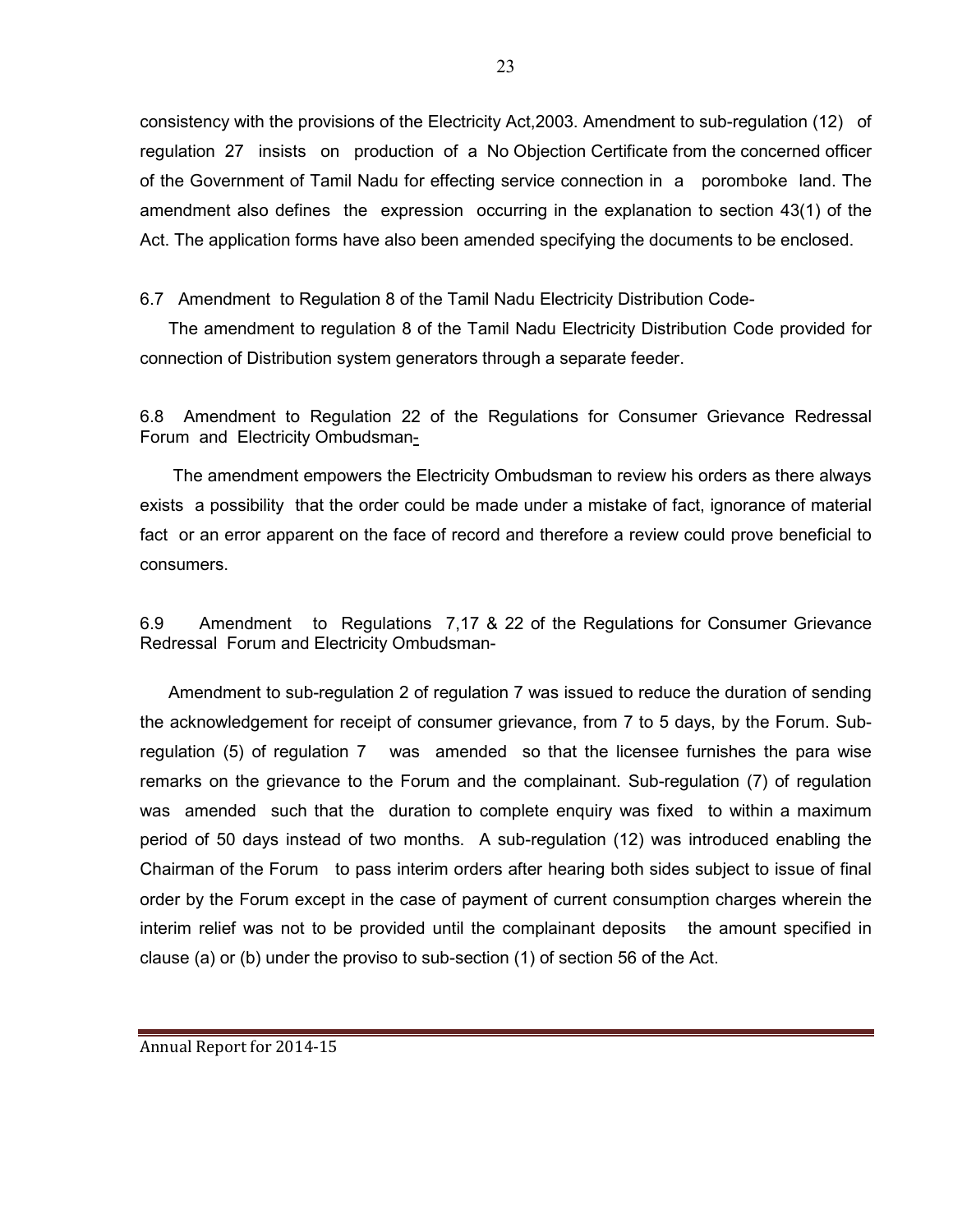consistency with the provisions of the Electricity Act,2003. Amendment to sub-regulation (12) of regulation 27 insists on production of a No Objection Certificate from the concerned officer of the Government of Tamil Nadu for effecting service connection in a poromboke land. The amendment also defines the expression occurring in the explanation to section 43(1) of the Act. The application forms have also been amended specifying the documents to be enclosed.

6.7 Amendment to Regulation 8 of the Tamil Nadu Electricity Distribution Code-

The amendment to regulation 8 of the Tamil Nadu Electricity Distribution Code provided for connection of Distribution system generators through a separate feeder.

6.8 Amendment to Regulation 22 of the Regulations for Consumer Grievance Redressal Forum and Electricity Ombudsman-

The amendment empowers the Electricity Ombudsman to review his orders as there always exists a possibility that the order could be made under a mistake of fact, ignorance of material fact or an error apparent on the face of record and therefore a review could prove beneficial to consumers.

6.9 Amendment to Regulations 7,17 & 22 of the Regulations for Consumer Grievance Redressal Forum and Electricity Ombudsman-

Amendment to sub-regulation 2 of regulation 7 was issued to reduce the duration of sending the acknowledgement for receipt of consumer grievance, from 7 to 5 days, by the Forum. Sub-regulation (5) of regulation 7 was amended so that the licensee furnishes the para wise remarks on the grievance to the Forum and the complainant. Sub-regulation (7) of regulation was amended such that the duration to complete enquiry was fixed to within a maximum period of 50 days instead of two months. A sub-regulation (12) was introduced enabling the Chairman of the Forum to pass interim orders after hearing both sides subject to issue of final order by the Forum except in the case of payment of current consumption charges wherein the interim relief was not to be provided until the complainant deposits the amount specified in clause (a) or (b) under the proviso to sub-section (1) of section 56 of the Act.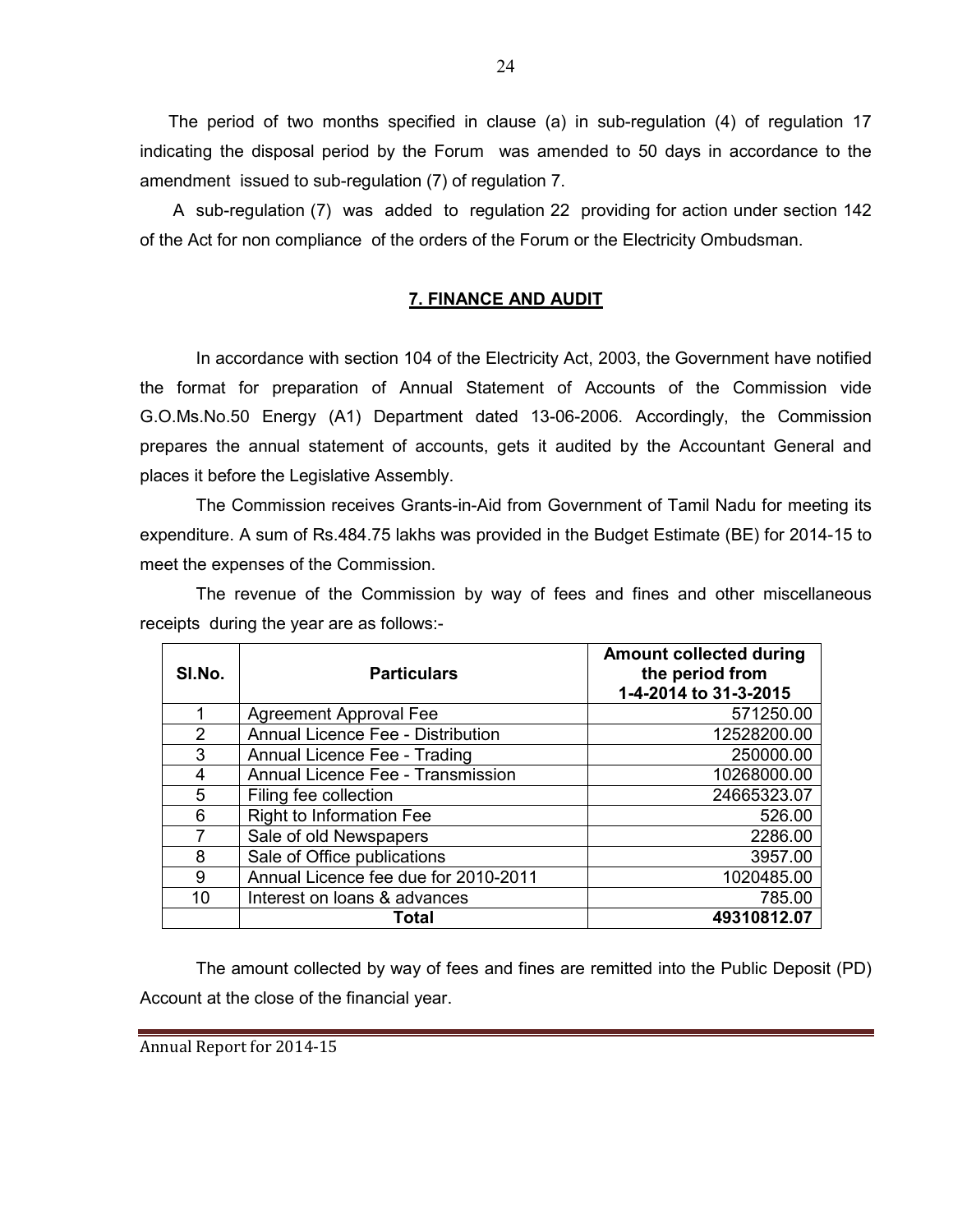The period of two months specified in clause (a) in sub-regulation (4) of regulation 17 indicating the disposal period by the Forum was amended to 50 days in accordance to the amendment issued to sub-regulation (7) of regulation 7.

A sub-regulation (7) was added to regulation 22 providing for action under section 142 of the Act for non compliance of the orders of the Forum or the Electricity Ombudsman.

## 7. FINANCE AND AUDIT

In accordance with section 104 of the Electricity Act, 2003, the Government have notified the format for preparation of Annual Statement of Accounts of the Commission vide G.O.Ms.No.50 Energy (A1) Department dated 13-06-2006. Accordingly, the Commission prepares the annual statement of accounts, gets it audited by the Accountant General and places it before the Legislative Assembly.

The Commission receives Grants-in-Aid from Government of Tamil Nadu for meeting its expenditure. A sum of Rs.484.75 lakhs was provided in the Budget Estimate (BE) for 2014-15 to meet the expenses of the Commission.

The revenue of the Commission by way of fees and fines and other miscellaneous receipts during the year are as follows:-

| Sl.No. | Particulars | Amount collected during the period from 1-4-2014 to 31-3-2015 |
|---|---|---|
| 1 | Agreement Approval Fee | 571250.00 |
| 2 | Annual Licence Fee - Distribution | 12528200.00 |
| 3 | Annual Licence Fee - Trading | 250000.00 |
| 4 | Annual Licence Fee - Transmission | 10268000.00 |
| 5 | Filing fee collection | 24665323.07 |
| 6 | Right to Information Fee | 526.00 |
| 7 | Sale of old Newspapers | 2286.00 |
| 8 | Sale of Office publications | 3957.00 |
| 9 | Annual Licence fee due for 2010-2011 | 1020485.00 |
| 10 | Interest on loans & advances | 785.00 |
| | **Total** | **49310812.07** |

The amount collected by way of fees and fines are remitted into the Public Deposit (PD) Account at the close of the financial year.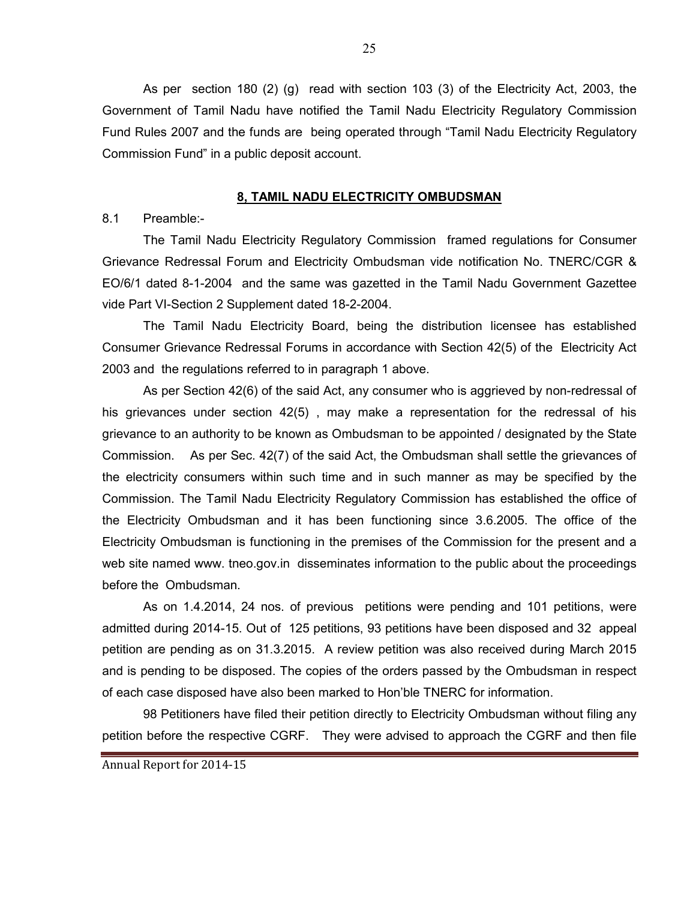As per section 180 (2) (g) read with section 103 (3) of the Electricity Act, 2003, the Government of Tamil Nadu have notified the Tamil Nadu Electricity Regulatory Commission Fund Rules 2007 and the funds are being operated through "Tamil Nadu Electricity Regulatory Commission Fund" in a public deposit account.

## 8, TAMIL NADU ELECTRICITY OMBUDSMAN

8.1 Preamble:-

The Tamil Nadu Electricity Regulatory Commission framed regulations for Consumer Grievance Redressal Forum and Electricity Ombudsman vide notification No. TNERC/CGR & EO/6/1 dated 8-1-2004 and the same was gazetted in the Tamil Nadu Government Gazettee vide Part VI-Section 2 Supplement dated 18-2-2004.

The Tamil Nadu Electricity Board, being the distribution licensee has established Consumer Grievance Redressal Forums in accordance with Section 42(5) of the Electricity Act 2003 and the regulations referred to in paragraph 1 above.

As per Section 42(6) of the said Act, any consumer who is aggrieved by non-redressal of his grievances under section 42(5) , may make a representation for the redressal of his grievance to an authority to be known as Ombudsman to be appointed / designated by the State Commission. As per Sec. 42(7) of the said Act, the Ombudsman shall settle the grievances of the electricity consumers within such time and in such manner as may be specified by the Commission. The Tamil Nadu Electricity Regulatory Commission has established the office of the Electricity Ombudsman and it has been functioning since 3.6.2005. The office of the Electricity Ombudsman is functioning in the premises of the Commission for the present and a web site named www. tneo.gov.in disseminates information to the public about the proceedings before the Ombudsman.

As on 1.4.2014, 24 nos. of previous petitions were pending and 101 petitions, were admitted during 2014-15. Out of 125 petitions, 93 petitions have been disposed and 32 appeal petition are pending as on 31.3.2015. A review petition was also received during March 2015 and is pending to be disposed. The copies of the orders passed by the Ombudsman in respect of each case disposed have also been marked to Hon'ble TNERC for information.

98 Petitioners have filed their petition directly to Electricity Ombudsman without filing any petition before the respective CGRF. They were advised to approach the CGRF and then file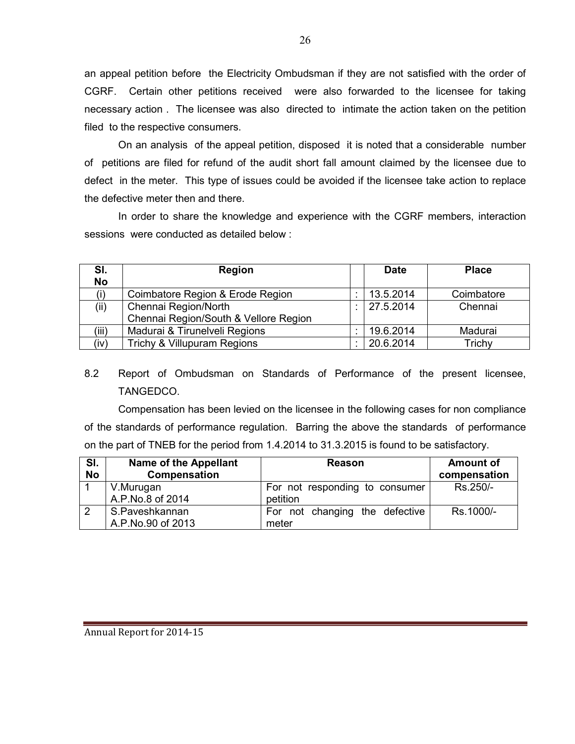an appeal petition before the Electricity Ombudsman if they are not satisfied with the order of CGRF. Certain other petitions received were also forwarded to the licensee for taking necessary action . The licensee was also directed to intimate the action taken on the petition filed to the respective consumers.

On an analysis of the appeal petition, disposed it is noted that a considerable number of petitions are filed for refund of the audit short fall amount claimed by the licensee due to defect in the meter. This type of issues could be avoided if the licensee take action to replace the defective meter then and there.

In order to share the knowledge and experience with the CGRF members, interaction sessions were conducted as detailed below :

| Sl. No | Region | | Date | Place |
|---|---|---|---|---|
| (i) | Coimbatore Region & Erode Region | : | 13.5.2014 | Coimbatore |
| (ii) | Chennai Region/North<br>Chennai Region/South & Vellore Region | : | 27.5.2014 | Chennai |
| (iii) | Madurai & Tirunelveli Regions | : | 19.6.2014 | Madurai |
| (iv) | Trichy & Villupuram Regions | : | 20.6.2014 | Trichy |

8.2 Report of Ombudsman on Standards of Performance of the present licensee, TANGEDCO.

Compensation has been levied on the licensee in the following cases for non compliance of the standards of performance regulation. Barring the above the standards of performance on the part of TNEB for the period from 1.4.2014 to 31.3.2015 is found to be satisfactory.

| Sl. No | Name of the Appellant Compensation | Reason | Amount of compensation |
|---|---|---|---|
| 1 | V.Murugan<br>A.P.No.8 of 2014 | For not responding to consumer petition | Rs.250/- |
| 2 | S.Paveshkannan<br>A.P.No.90 of 2013 | For not changing the defective meter | Rs.1000/- |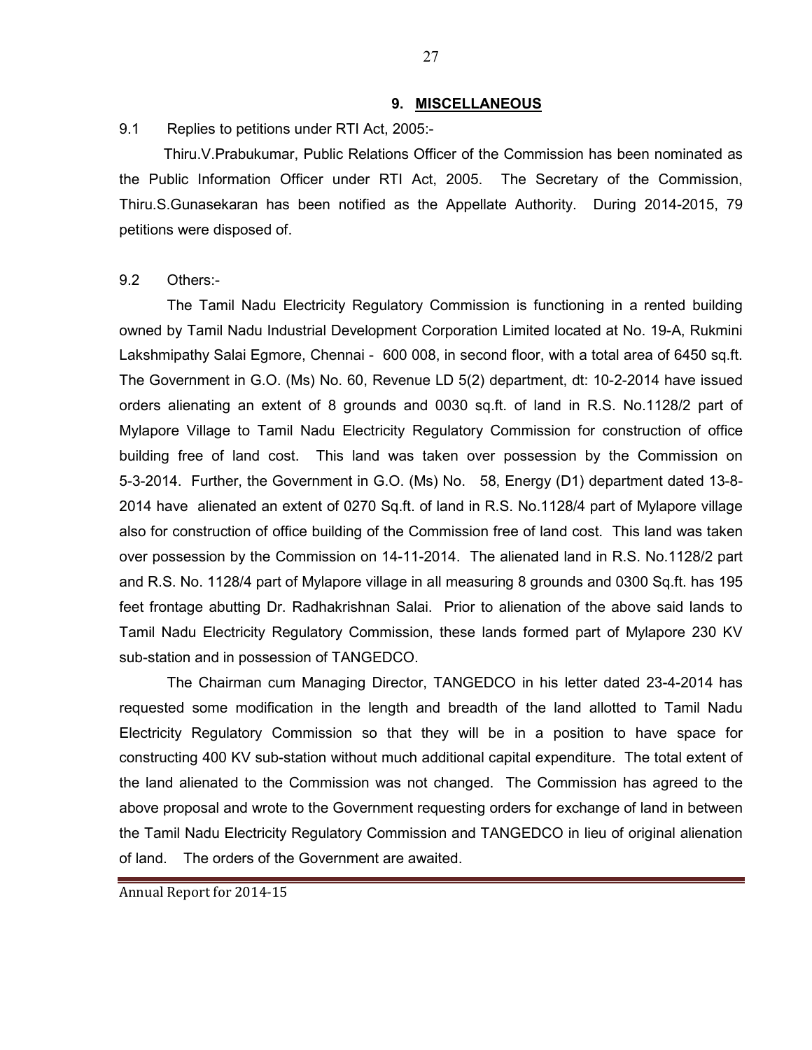## 9. MISCELLANEOUS

9.1 Replies to petitions under RTI Act, 2005:-

Thiru.V.Prabukumar, Public Relations Officer of the Commission has been nominated as the Public Information Officer under RTI Act, 2005. The Secretary of the Commission, Thiru.S.Gunasekaran has been notified as the Appellate Authority. During 2014-2015, 79 petitions were disposed of.

9.2 Others:-

The Tamil Nadu Electricity Regulatory Commission is functioning in a rented building owned by Tamil Nadu Industrial Development Corporation Limited located at No. 19-A, Rukmini Lakshmipathy Salai Egmore, Chennai - 600 008, in second floor, with a total area of 6450 sq.ft. The Government in G.O. (Ms) No. 60, Revenue LD 5(2) department, dt: 10-2-2014 have issued orders alienating an extent of 8 grounds and 0030 sq.ft. of land in R.S. No.1128/2 part of Mylapore Village to Tamil Nadu Electricity Regulatory Commission for construction of office building free of land cost. This land was taken over possession by the Commission on 5-3-2014. Further, the Government in G.O. (Ms) No. 58, Energy (D1) department dated 13-8-2014 have alienated an extent of 0270 Sq.ft. of land in R.S. No.1128/4 part of Mylapore village also for construction of office building of the Commission free of land cost. This land was taken over possession by the Commission on 14-11-2014. The alienated land in R.S. No.1128/2 part and R.S. No. 1128/4 part of Mylapore village in all measuring 8 grounds and 0300 Sq.ft. has 195 feet frontage abutting Dr. Radhakrishnan Salai. Prior to alienation of the above said lands to Tamil Nadu Electricity Regulatory Commission, these lands formed part of Mylapore 230 KV sub-station and in possession of TANGEDCO.

The Chairman cum Managing Director, TANGEDCO in his letter dated 23-4-2014 has requested some modification in the length and breadth of the land allotted to Tamil Nadu Electricity Regulatory Commission so that they will be in a position to have space for constructing 400 KV sub-station without much additional capital expenditure. The total extent of the land alienated to the Commission was not changed. The Commission has agreed to the above proposal and wrote to the Government requesting orders for exchange of land in between the Tamil Nadu Electricity Regulatory Commission and TANGEDCO in lieu of original alienation of land. The orders of the Government are awaited.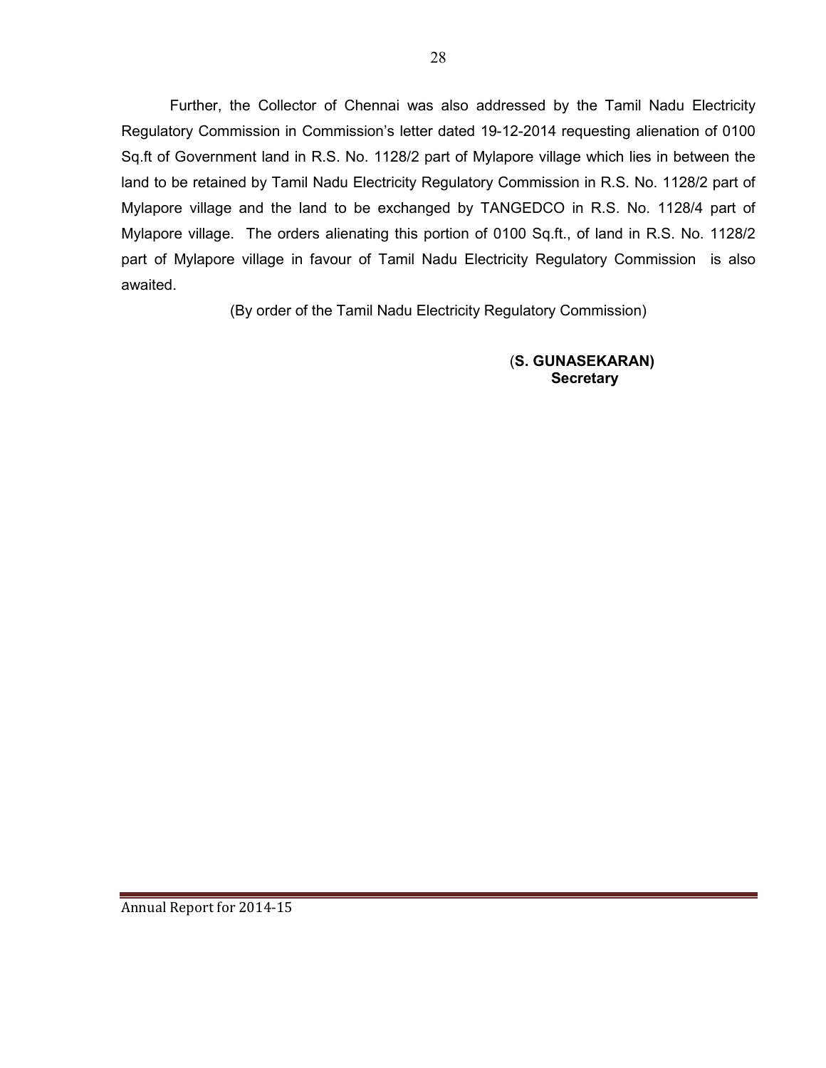Further, the Collector of Chennai was also addressed by the Tamil Nadu Electricity Regulatory Commission in Commission's letter dated 19-12-2014 requesting alienation of 0100 Sq.ft of Government land in R.S. No. 1128/2 part of Mylapore village which lies in between the land to be retained by Tamil Nadu Electricity Regulatory Commission in R.S. No. 1128/2 part of Mylapore village and the land to be exchanged by TANGEDCO in R.S. No. 1128/4 part of Mylapore village. The orders alienating this portion of 0100 Sq.ft., of land in R.S. No. 1128/2 part of Mylapore village in favour of Tamil Nadu Electricity Regulatory Commission is also awaited.

(By order of the Tamil Nadu Electricity Regulatory Commission)

**(S. GUNASEKARAN)**
**Secretary**